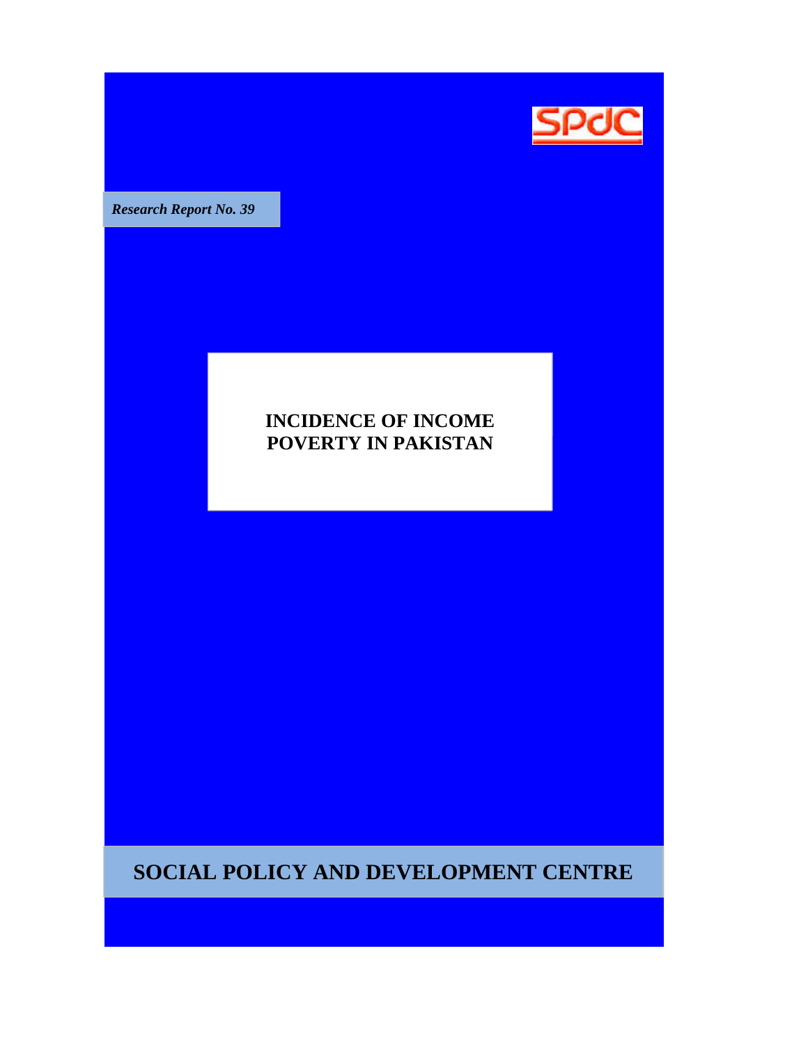SPDC

*Research Report No. 39*

# INCIDENCE OF INCOME POVERTY IN PAKISTAN

## SOCIAL POLICY AND DEVELOPMENT CENTRE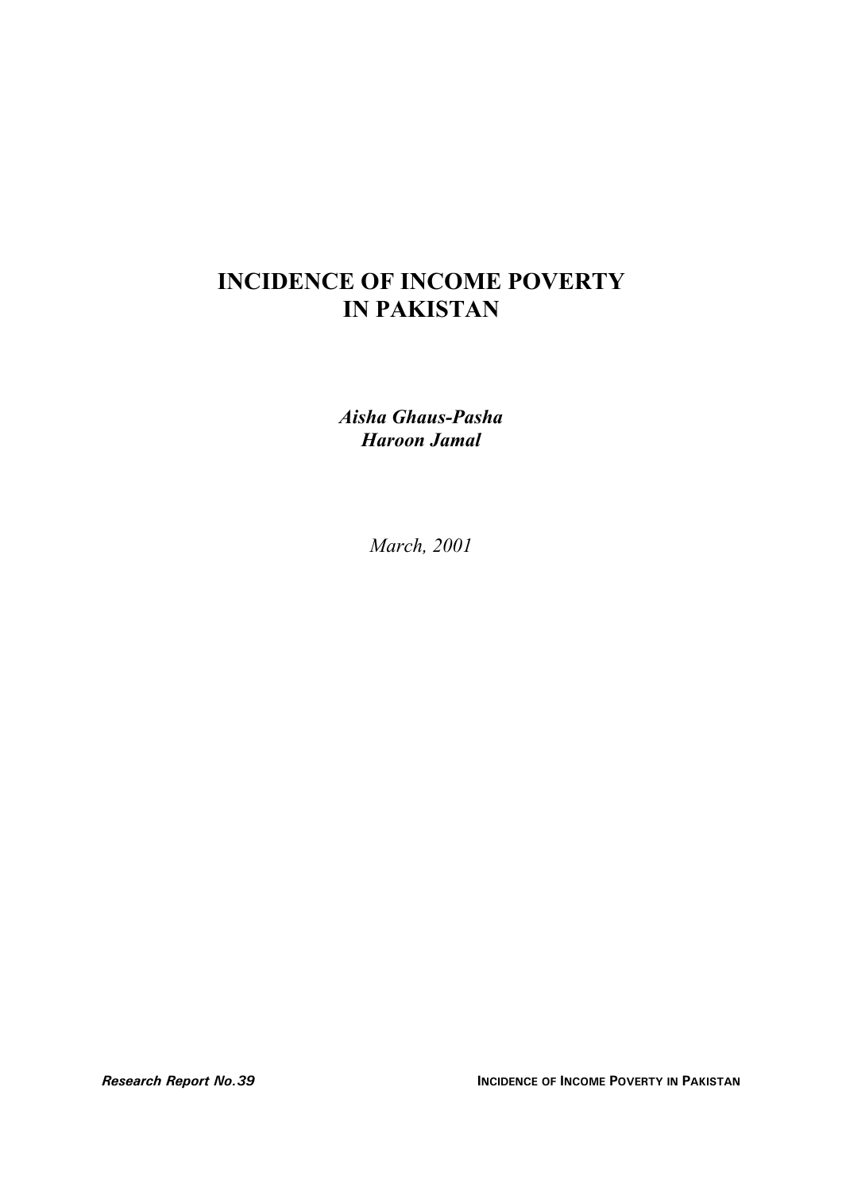# INCIDENCE OF INCOME POVERTY IN PAKISTAN

***Aisha Ghaus-Pasha***
***Haroon Jamal***

*March, 2001*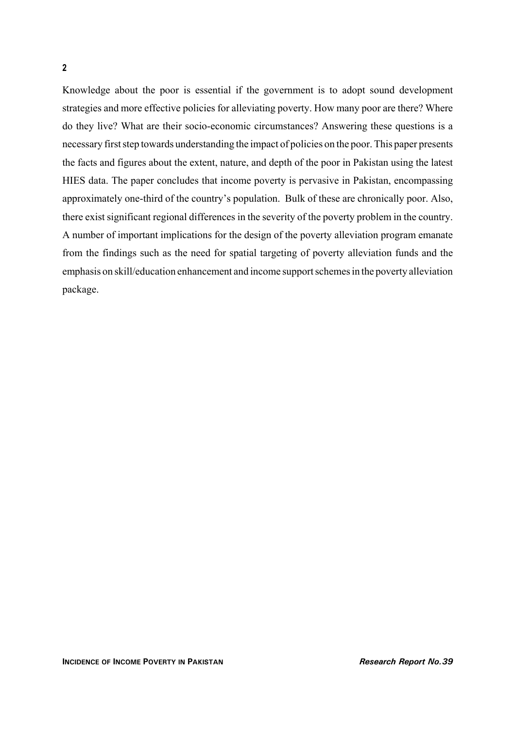Knowledge about the poor is essential if the government is to adopt sound development strategies and more effective policies for alleviating poverty. How many poor are there? Where do they live? What are their socio-economic circumstances? Answering these questions is a necessary first step towards understanding the impact of policies on the poor. This paper presents the facts and figures about the extent, nature, and depth of the poor in Pakistan using the latest HIES data. The paper concludes that income poverty is pervasive in Pakistan, encompassing approximately one-third of the country's population. Bulk of these are chronically poor. Also, there exist significant regional differences in the severity of the poverty problem in the country. A number of important implications for the design of the poverty alleviation program emanate from the findings such as the need for spatial targeting of poverty alleviation funds and the emphasis on skill/education enhancement and income support schemes in the poverty alleviation package.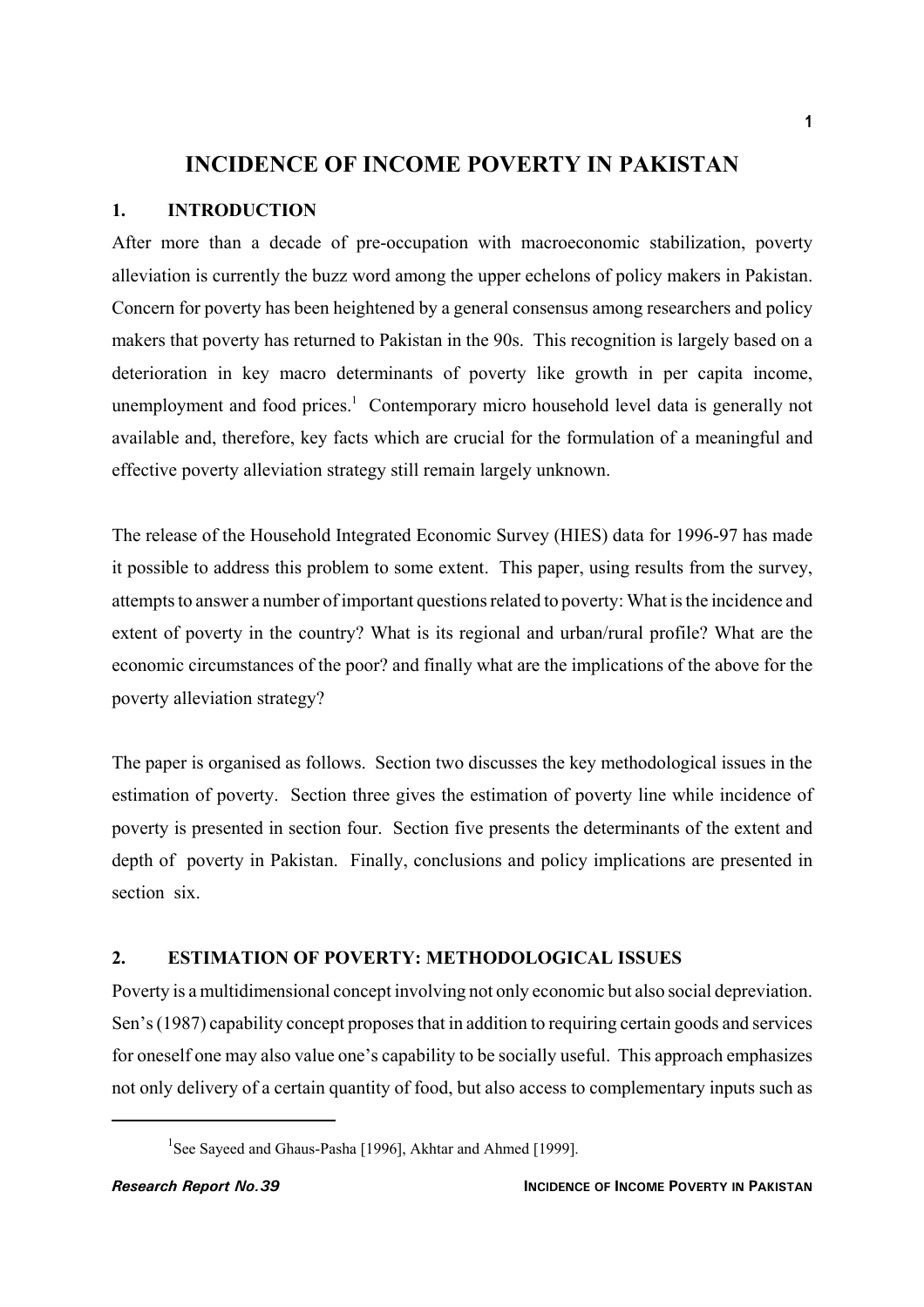# INCIDENCE OF INCOME POVERTY IN PAKISTAN

## 1. INTRODUCTION

After more than a decade of pre-occupation with macroeconomic stabilization, poverty alleviation is currently the buzz word among the upper echelons of policy makers in Pakistan. Concern for poverty has been heightened by a general consensus among researchers and policy makers that poverty has returned to Pakistan in the 90s. This recognition is largely based on a deterioration in key macro determinants of poverty like growth in per capita income, unemployment and food prices.[1] Contemporary micro household level data is generally not available and, therefore, key facts which are crucial for the formulation of a meaningful and effective poverty alleviation strategy still remain largely unknown.

The release of the Household Integrated Economic Survey (HIES) data for 1996-97 has made it possible to address this problem to some extent. This paper, using results from the survey, attempts to answer a number of important questions related to poverty: What is the incidence and extent of poverty in the country? What is its regional and urban/rural profile? What are the economic circumstances of the poor? and finally what are the implications of the above for the poverty alleviation strategy?

The paper is organised as follows. Section two discusses the key methodological issues in the estimation of poverty. Section three gives the estimation of poverty line while incidence of poverty is presented in section four. Section five presents the determinants of the extent and depth of poverty in Pakistan. Finally, conclusions and policy implications are presented in section six.

## 2. ESTIMATION OF POVERTY: METHODOLOGICAL ISSUES

Poverty is a multidimensional concept involving not only economic but also social depreviation. Sen's (1987) capability concept proposes that in addition to requiring certain goods and services for oneself one may also value one's capability to be socially useful. This approach emphasizes not only delivery of a certain quantity of food, but also access to complementary inputs such as

---

[1] See Sayeed and Ghaus-Pasha [1996], Akhtar and Ahmed [1999].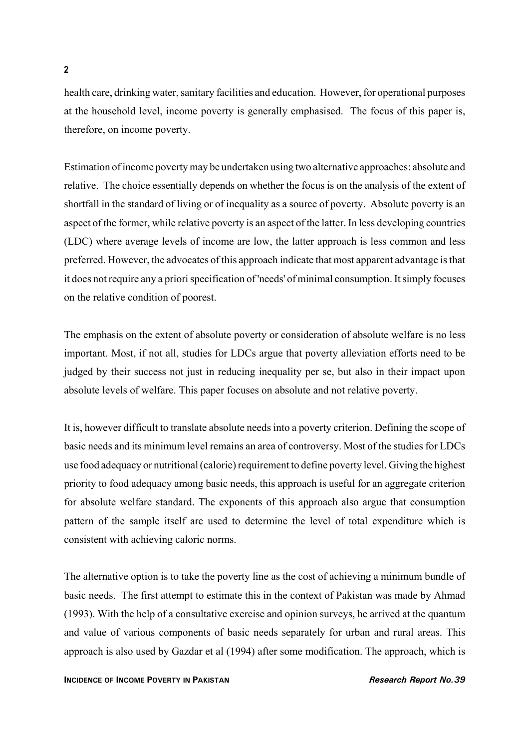health care, drinking water, sanitary facilities and education. However, for operational purposes at the household level, income poverty is generally emphasised. The focus of this paper is, therefore, on income poverty.

Estimation of income poverty may be undertaken using two alternative approaches: absolute and relative. The choice essentially depends on whether the focus is on the analysis of the extent of shortfall in the standard of living or of inequality as a source of poverty. Absolute poverty is an aspect of the former, while relative poverty is an aspect of the latter. In less developing countries (LDC) where average levels of income are low, the latter approach is less common and less preferred. However, the advocates of this approach indicate that most apparent advantage is that it does not require any a priori specification of 'needs' of minimal consumption. It simply focuses on the relative condition of poorest.

The emphasis on the extent of absolute poverty or consideration of absolute welfare is no less important. Most, if not all, studies for LDCs argue that poverty alleviation efforts need to be judged by their success not just in reducing inequality per se, but also in their impact upon absolute levels of welfare. This paper focuses on absolute and not relative poverty.

It is, however difficult to translate absolute needs into a poverty criterion. Defining the scope of basic needs and its minimum level remains an area of controversy. Most of the studies for LDCs use food adequacy or nutritional (calorie) requirement to define poverty level. Giving the highest priority to food adequacy among basic needs, this approach is useful for an aggregate criterion for absolute welfare standard. The exponents of this approach also argue that consumption pattern of the sample itself are used to determine the level of total expenditure which is consistent with achieving caloric norms.

The alternative option is to take the poverty line as the cost of achieving a minimum bundle of basic needs. The first attempt to estimate this in the context of Pakistan was made by Ahmad (1993). With the help of a consultative exercise and opinion surveys, he arrived at the quantum and value of various components of basic needs separately for urban and rural areas. This approach is also used by Gazdar et al (1994) after some modification. The approach, which is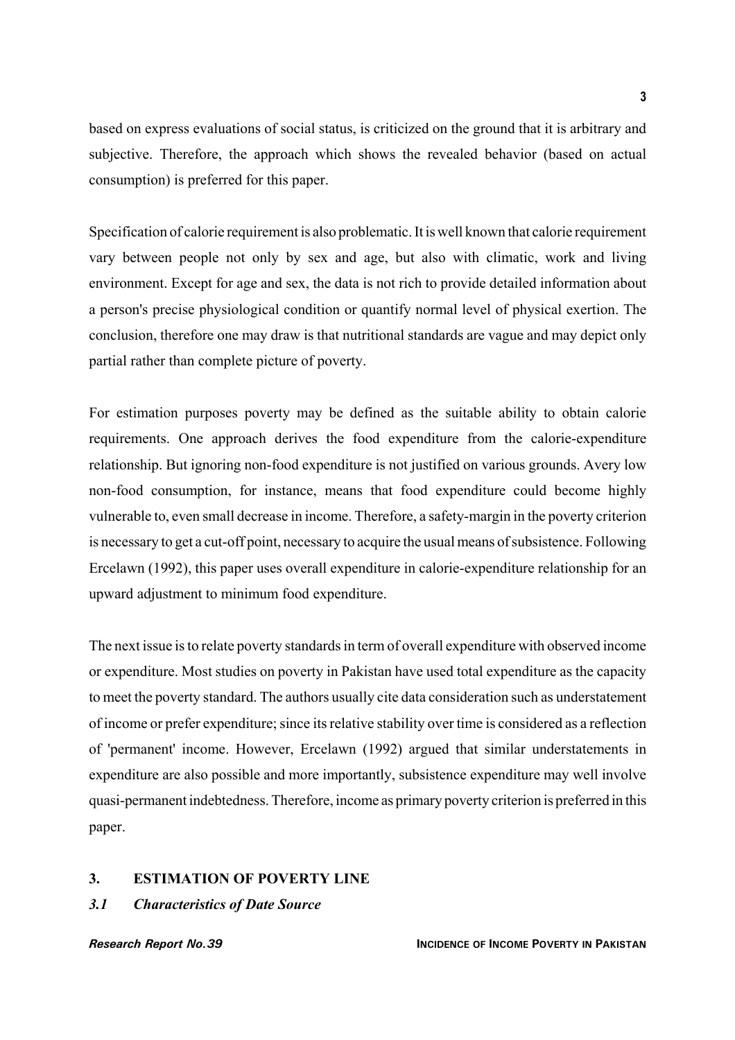based on express evaluations of social status, is criticized on the ground that it is arbitrary and subjective. Therefore, the approach which shows the revealed behavior (based on actual consumption) is preferred for this paper.

Specification of calorie requirement is also problematic. It is well known that calorie requirement vary between people not only by sex and age, but also with climatic, work and living environment. Except for age and sex, the data is not rich to provide detailed information about a person's precise physiological condition or quantify normal level of physical exertion. The conclusion, therefore one may draw is that nutritional standards are vague and may depict only partial rather than complete picture of poverty.

For estimation purposes poverty may be defined as the suitable ability to obtain calorie requirements. One approach derives the food expenditure from the calorie-expenditure relationship. But ignoring non-food expenditure is not justified on various grounds. Avery low non-food consumption, for instance, means that food expenditure could become highly vulnerable to, even small decrease in income. Therefore, a safety-margin in the poverty criterion is necessary to get a cut-off point, necessary to acquire the usual means of subsistence. Following Ercelawn (1992), this paper uses overall expenditure in calorie-expenditure relationship for an upward adjustment to minimum food expenditure.

The next issue is to relate poverty standards in term of overall expenditure with observed income or expenditure. Most studies on poverty in Pakistan have used total expenditure as the capacity to meet the poverty standard. The authors usually cite data consideration such as understatement of income or prefer expenditure; since its relative stability over time is considered as a reflection of 'permanent' income. However, Ercelawn (1992) argued that similar understatements in expenditure are also possible and more importantly, subsistence expenditure may well involve quasi-permanent indebtedness. Therefore, income as primary poverty criterion is preferred in this paper.

## 3. ESTIMATION OF POVERTY LINE

### *3.1 Characteristics of Date Source*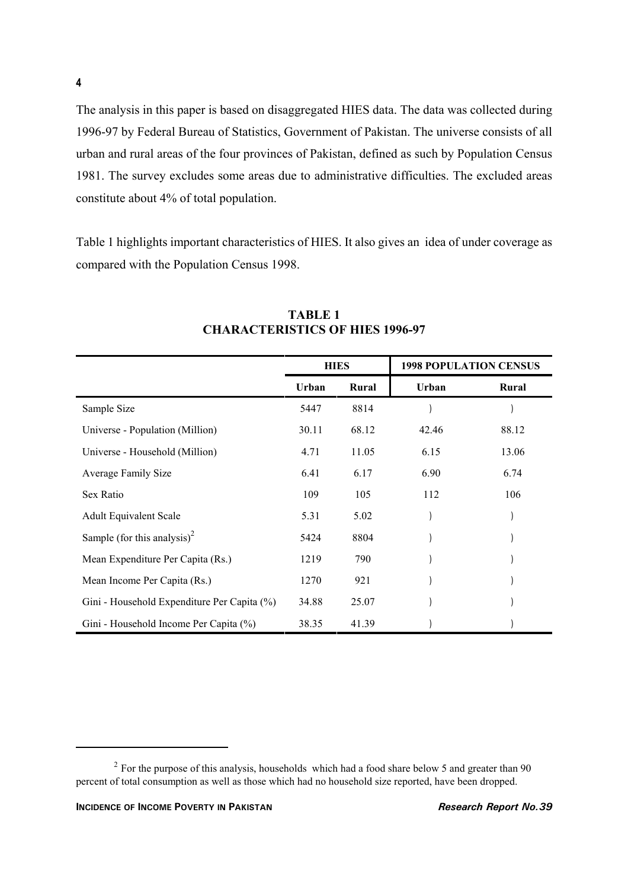The analysis in this paper is based on disaggregated HIES data. The data was collected during 1996-97 by Federal Bureau of Statistics, Government of Pakistan. The universe consists of all urban and rural areas of the four provinces of Pakistan, defined as such by Population Census 1981. The survey excludes some areas due to administrative difficulties. The excluded areas constitute about 4% of total population.

Table 1 highlights important characteristics of HIES. It also gives an idea of under coverage as compared with the Population Census 1998.

**TABLE 1**
**CHARACTERISTICS OF HIES 1996-97**

| | HIES | | 1998 POPULATION CENSUS | |
|---|---|---|---|---|
| | Urban | Rural | Urban | Rural |
| Sample Size | 5447 | 8814 | ) | ) |
| Universe - Population (Million) | 30.11 | 68.12 | 42.46 | 88.12 |
| Universe - Household (Million) | 4.71 | 11.05 | 6.15 | 13.06 |
| Average Family Size | 6.41 | 6.17 | 6.90 | 6.74 |
| Sex Ratio | 109 | 105 | 112 | 106 |
| Adult Equivalent Scale | 5.31 | 5.02 | ) | ) |
| Sample (for this analysis)[2] | 5424 | 8804 | ) | ) |
| Mean Expenditure Per Capita (Rs.) | 1219 | 790 | ) | ) |
| Mean Income Per Capita (Rs.) | 1270 | 921 | ) | ) |
| Gini - Household Expenditure Per Capita (%) | 34.88 | 25.07 | ) | ) |
| Gini - Household Income Per Capita (%) | 38.35 | 41.39 | ) | ) |

[2] For the purpose of this analysis, households which had a food share below 5 and greater than 90 percent of total consumption as well as those which had no household size reported, have been dropped.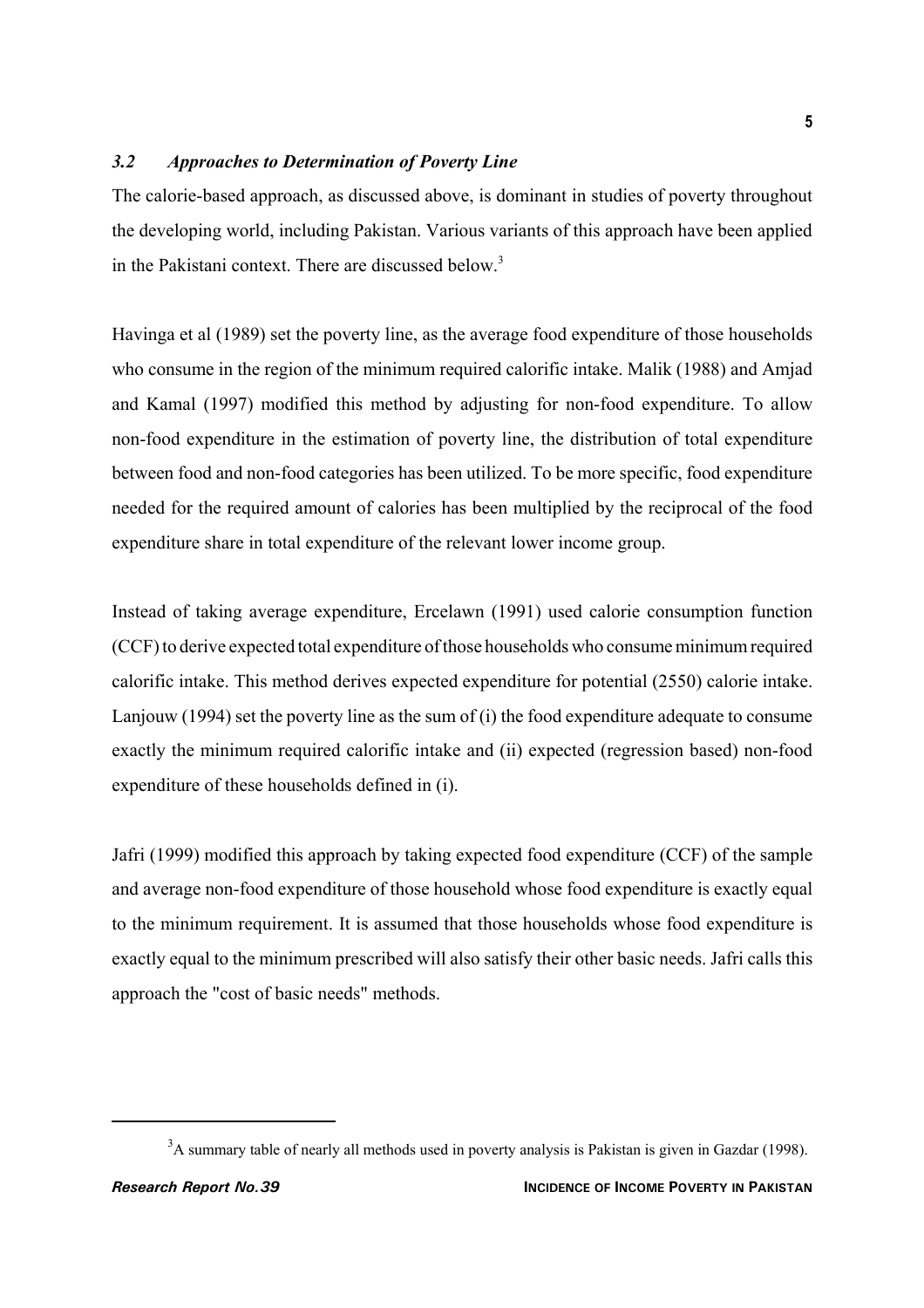### *3.2 Approaches to Determination of Poverty Line*

The calorie-based approach, as discussed above, is dominant in studies of poverty throughout the developing world, including Pakistan. Various variants of this approach have been applied in the Pakistani context. There are discussed below.[3]

Havinga et al (1989) set the poverty line, as the average food expenditure of those households who consume in the region of the minimum required calorific intake. Malik (1988) and Amjad and Kamal (1997) modified this method by adjusting for non-food expenditure. To allow non-food expenditure in the estimation of poverty line, the distribution of total expenditure between food and non-food categories has been utilized. To be more specific, food expenditure needed for the required amount of calories has been multiplied by the reciprocal of the food expenditure share in total expenditure of the relevant lower income group.

Instead of taking average expenditure, Ercelawn (1991) used calorie consumption function (CCF) to derive expected total expenditure of those households who consume minimum required calorific intake. This method derives expected expenditure for potential (2550) calorie intake. Lanjouw (1994) set the poverty line as the sum of (i) the food expenditure adequate to consume exactly the minimum required calorific intake and (ii) expected (regression based) non-food expenditure of these households defined in (i).

Jafri (1999) modified this approach by taking expected food expenditure (CCF) of the sample and average non-food expenditure of those household whose food expenditure is exactly equal to the minimum requirement. It is assumed that those households whose food expenditure is exactly equal to the minimum prescribed will also satisfy their other basic needs. Jafri calls this approach the "cost of basic needs" methods.

---

[3] A summary table of nearly all methods used in poverty analysis is Pakistan is given in Gazdar (1998).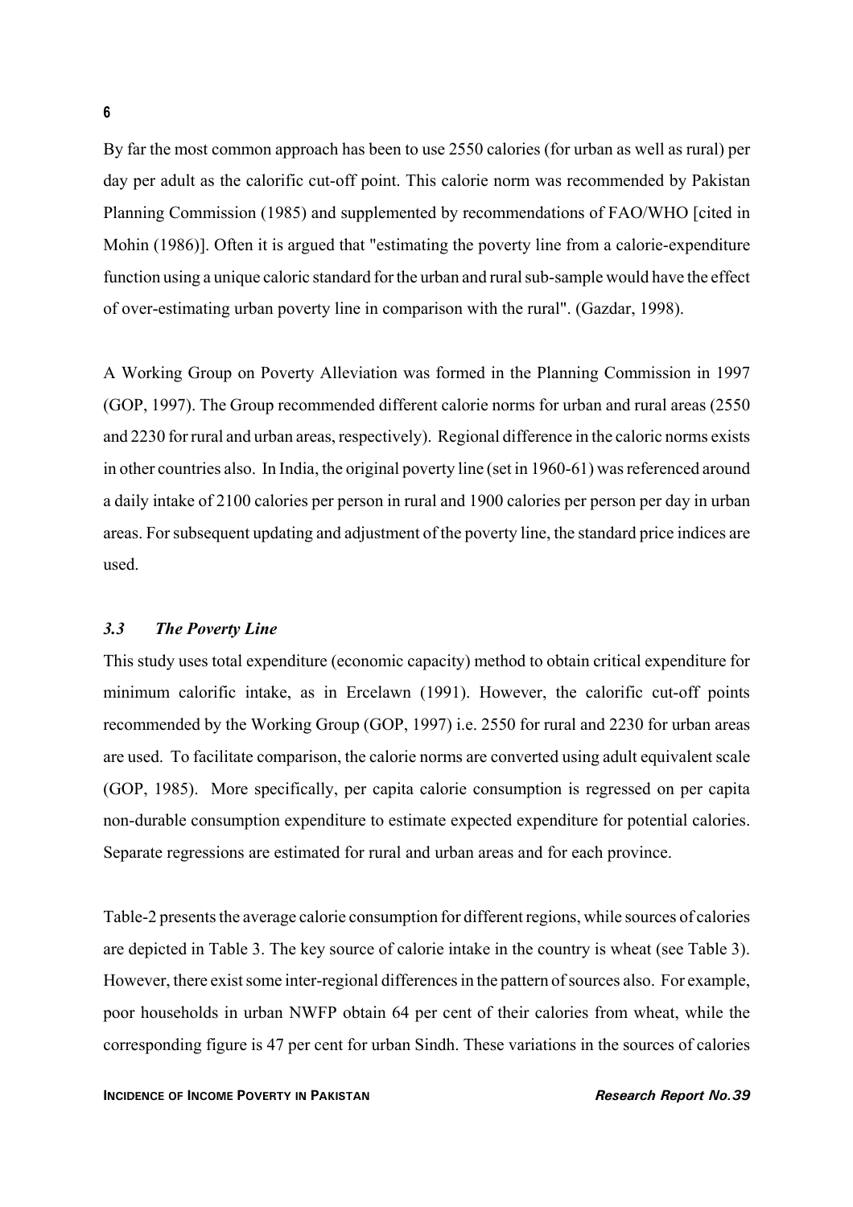By far the most common approach has been to use 2550 calories (for urban as well as rural) per day per adult as the calorific cut-off point. This calorie norm was recommended by Pakistan Planning Commission (1985) and supplemented by recommendations of FAO/WHO [cited in Mohin (1986)]. Often it is argued that "estimating the poverty line from a calorie-expenditure function using a unique caloric standard for the urban and rural sub-sample would have the effect of over-estimating urban poverty line in comparison with the rural". (Gazdar, 1998).

A Working Group on Poverty Alleviation was formed in the Planning Commission in 1997 (GOP, 1997). The Group recommended different calorie norms for urban and rural areas (2550 and 2230 for rural and urban areas, respectively). Regional difference in the caloric norms exists in other countries also. In India, the original poverty line (set in 1960-61) was referenced around a daily intake of 2100 calories per person in rural and 1900 calories per person per day in urban areas. For subsequent updating and adjustment of the poverty line, the standard price indices are used.

### *3.3 The Poverty Line*

This study uses total expenditure (economic capacity) method to obtain critical expenditure for minimum calorific intake, as in Ercelawn (1991). However, the calorific cut-off points recommended by the Working Group (GOP, 1997) i.e. 2550 for rural and 2230 for urban areas are used. To facilitate comparison, the calorie norms are converted using adult equivalent scale (GOP, 1985). More specifically, per capita calorie consumption is regressed on per capita non-durable consumption expenditure to estimate expected expenditure for potential calories. Separate regressions are estimated for rural and urban areas and for each province.

Table-2 presents the average calorie consumption for different regions, while sources of calories are depicted in Table 3. The key source of calorie intake in the country is wheat (see Table 3). However, there exist some inter-regional differences in the pattern of sources also. For example, poor households in urban NWFP obtain 64 per cent of their calories from wheat, while the corresponding figure is 47 per cent for urban Sindh. These variations in the sources of calories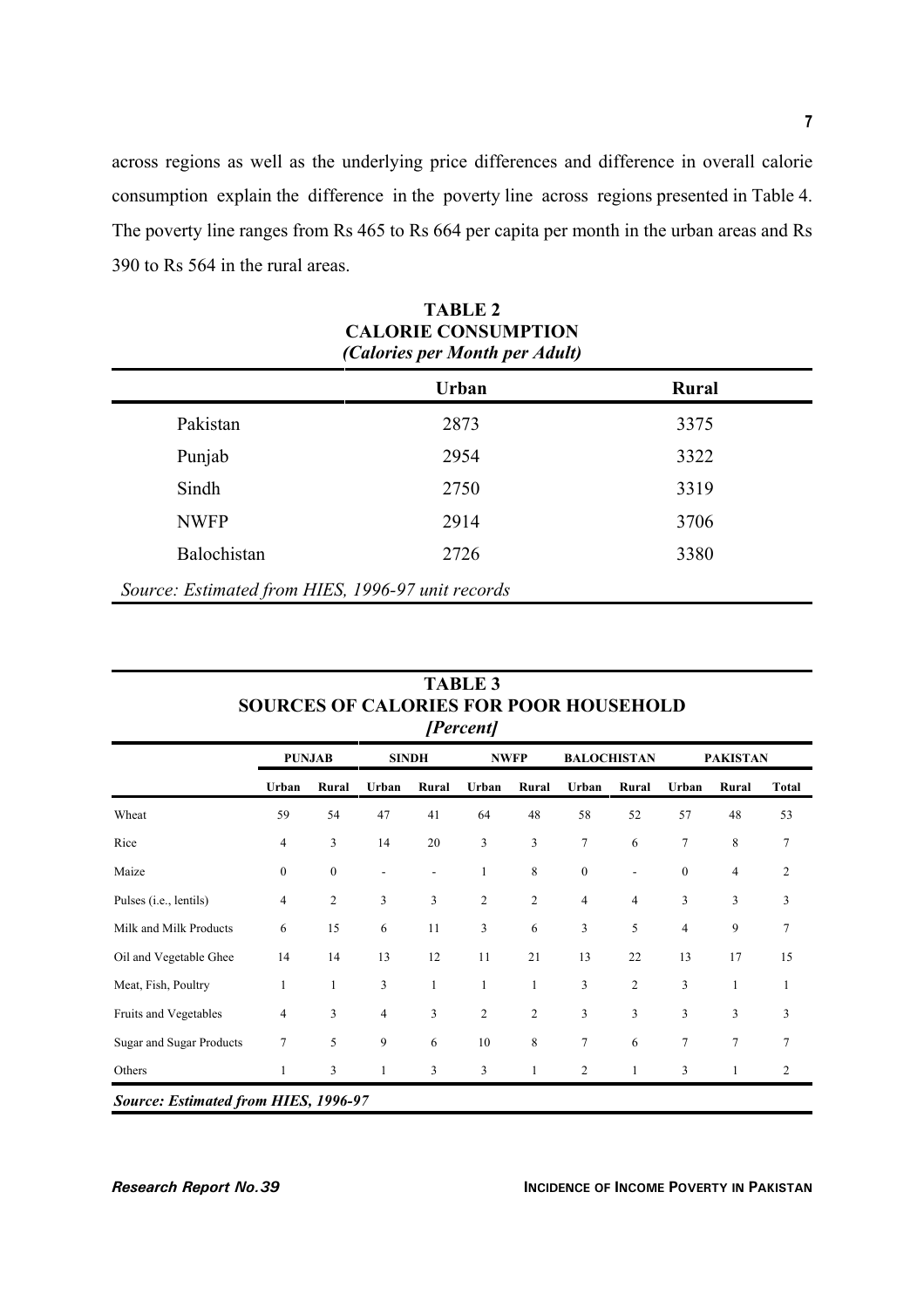across regions as well as the underlying price differences and difference in overall calorie consumption explain the difference in the poverty line across regions presented in Table 4. The poverty line ranges from Rs 465 to Rs 664 per capita per month in the urban areas and Rs 390 to Rs 564 in the rural areas.

**TABLE 2**
**CALORIE CONSUMPTION**
***(Calories per Month per Adult)***

| | Urban | Rural |
|---|---|---|
| Pakistan | 2873 | 3375 |
| Punjab | 2954 | 3322 |
| Sindh | 2750 | 3319 |
| NWFP | 2914 | 3706 |
| Balochistan | 2726 | 3380 |

*Source: Estimated from HIES, 1996-97 unit records*

**TABLE 3**
**SOURCES OF CALORIES FOR POOR HOUSEHOLD**
***[Percent]***

| | PUNJAB | | SINDH | | NWFP | | BALOCHISTAN | | PAKISTAN | | |
|---|---|---|---|---|---|---|---|---|---|---|---|
| | Urban | Rural | Urban | Rural | Urban | Rural | Urban | Rural | Urban | Rural | Total |
| Wheat | 59 | 54 | 47 | 41 | 64 | 48 | 58 | 52 | 57 | 48 | 53 |
| Rice | 4 | 3 | 14 | 20 | 3 | 3 | 7 | 6 | 7 | 8 | 7 |
| Maize | 0 | 0 | - | - | 1 | 8 | 0 | - | 0 | 4 | 2 |
| Pulses (i.e., lentils) | 4 | 2 | 3 | 3 | 2 | 2 | 4 | 4 | 3 | 3 | 3 |
| Milk and Milk Products | 6 | 15 | 6 | 11 | 3 | 6 | 3 | 5 | 4 | 9 | 7 |
| Oil and Vegetable Ghee | 14 | 14 | 13 | 12 | 11 | 21 | 13 | 22 | 13 | 17 | 15 |
| Meat, Fish, Poultry | 1 | 1 | 3 | 1 | 1 | 1 | 3 | 2 | 3 | 1 | 1 |
| Fruits and Vegetables | 4 | 3 | 4 | 3 | 2 | 2 | 3 | 3 | 3 | 3 | 3 |
| Sugar and Sugar Products | 7 | 5 | 9 | 6 | 10 | 8 | 7 | 6 | 7 | 7 | 7 |
| Others | 1 | 3 | 1 | 3 | 3 | 1 | 2 | 1 | 3 | 1 | 2 |

***Source: Estimated from HIES, 1996-97***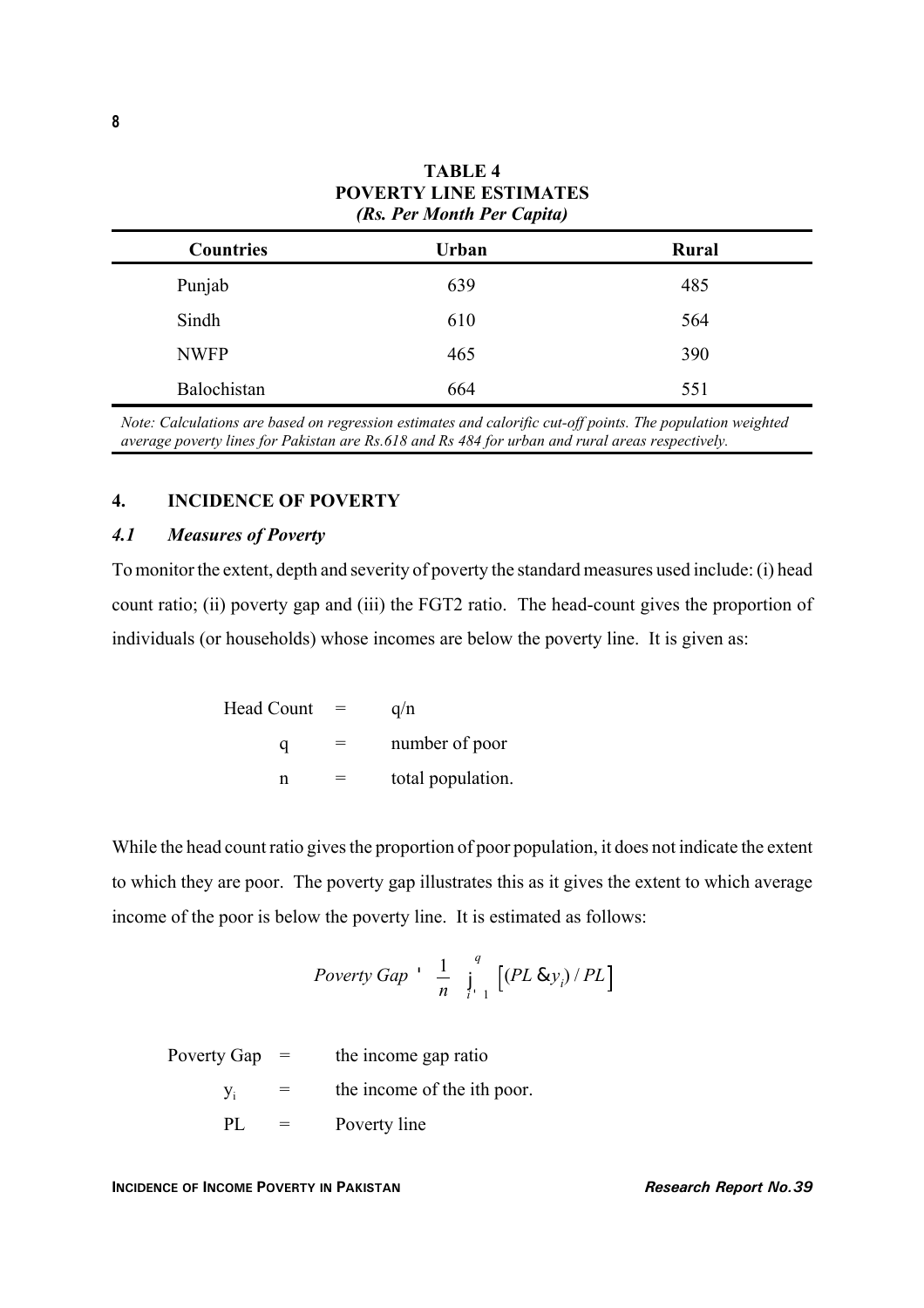**TABLE 4**
**POVERTY LINE ESTIMATES**
***(Rs. Per Month Per Capita)***

| Countries | Urban | Rural |
|---|---|---|
| Punjab | 639 | 485 |
| Sindh | 610 | 564 |
| NWFP | 465 | 390 |
| Balochistan | 664 | 551 |

*Note: Calculations are based on regression estimates and calorific cut-off points. The population weighted average poverty lines for Pakistan are Rs.618 and Rs 484 for urban and rural areas respectively.*

## 4. INCIDENCE OF POVERTY

### *4.1 Measures of Poverty*

To monitor the extent, depth and severity of poverty the standard measures used include: (i) head count ratio; (ii) poverty gap and (iii) the FGT2 ratio. The head-count gives the proportion of individuals (or households) whose incomes are below the poverty line. It is given as:

Head Count = q/n

q = number of poor

n = total population.

While the head count ratio gives the proportion of poor population, it does not indicate the extent to which they are poor. The poverty gap illustrates this as it gives the extent to which average income of the poor is below the poverty line. It is estimated as follows:

$$Poverty\ Gap = \frac{1}{n} \sum_{i=1}^{q} \left[ (PL - y_i) / PL \right]$$

Poverty Gap = the income gap ratio

$y_i$ = the income of the ith poor.

PL = Poverty line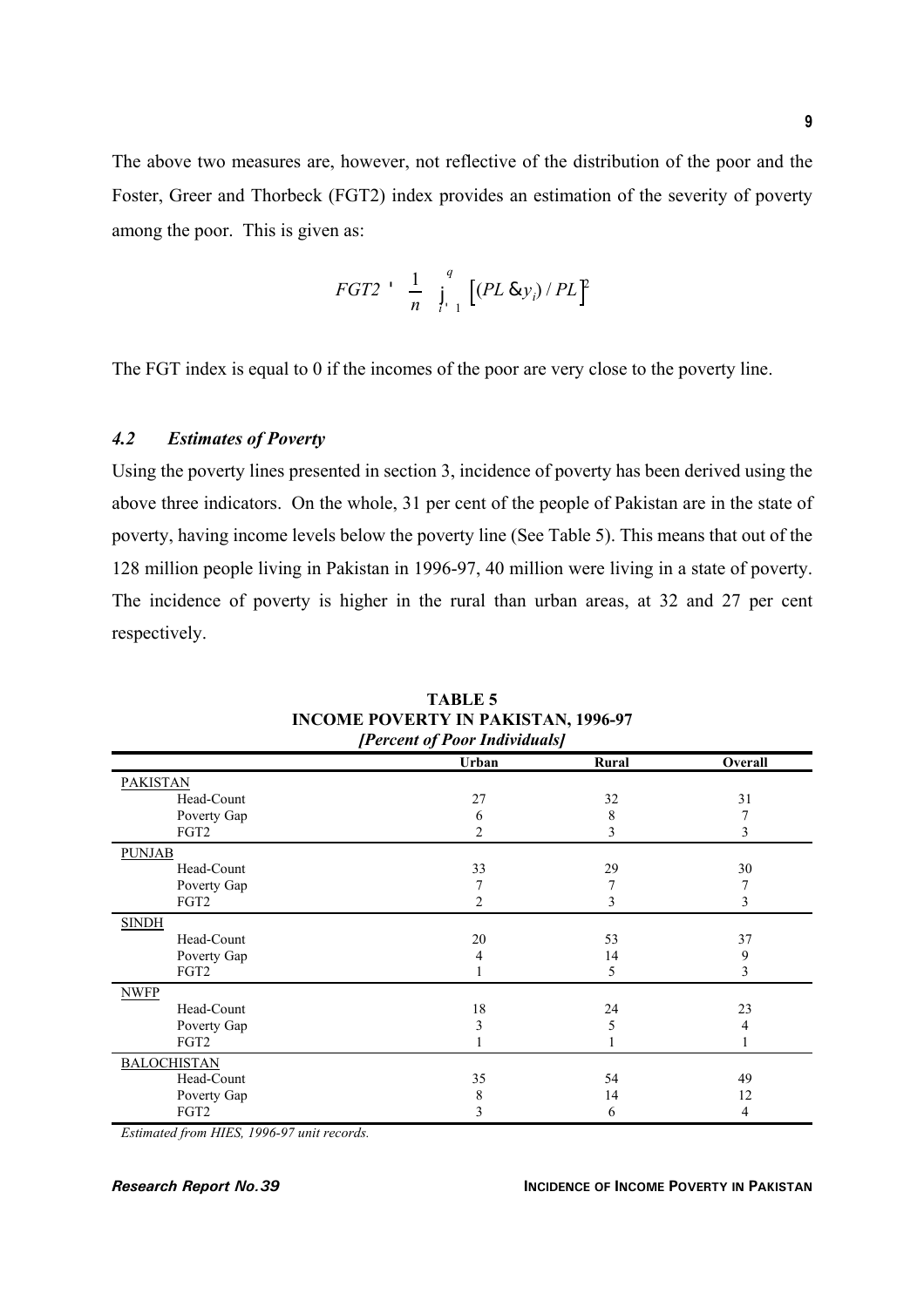The above two measures are, however, not reflective of the distribution of the poor and the Foster, Greer and Thorbeck (FGT2) index provides an estimation of the severity of poverty among the poor. This is given as:

$$FGT2 = \frac{1}{n} \sum_{i=1}^{q} \left[ (PL - y_i) / PL \right]^2$$

The FGT index is equal to 0 if the incomes of the poor are very close to the poverty line.

### *4.2 Estimates of Poverty*

Using the poverty lines presented in section 3, incidence of poverty has been derived using the above three indicators. On the whole, 31 per cent of the people of Pakistan are in the state of poverty, having income levels below the poverty line (See Table 5). This means that out of the 128 million people living in Pakistan in 1996-97, 40 million were living in a state of poverty. The incidence of poverty is higher in the rural than urban areas, at 32 and 27 per cent respectively.

**TABLE 5**
**INCOME POVERTY IN PAKISTAN, 1996-97**
***[Percent of Poor Individuals]***

| | Urban | Rural | Overall |
|---|---|---|---|
| PAKISTAN | | | |
| Head-Count | 27 | 32 | 31 |
| Poverty Gap | 6 | 8 | 7 |
| FGT2 | 2 | 3 | 3 |
| PUNJAB | | | |
| Head-Count | 33 | 29 | 30 |
| Poverty Gap | 7 | 7 | 7 |
| FGT2 | 2 | 3 | 3 |
| SINDH | | | |
| Head-Count | 20 | 53 | 37 |
| Poverty Gap | 4 | 14 | 9 |
| FGT2 | 1 | 5 | 3 |
| NWFP | | | |
| Head-Count | 18 | 24 | 23 |
| Poverty Gap | 3 | 5 | 4 |
| FGT2 | 1 | 1 | 1 |
| BALOCHISTAN | | | |
| Head-Count | 35 | 54 | 49 |
| Poverty Gap | 8 | 14 | 12 |
| FGT2 | 3 | 6 | 4 |

*Estimated from HIES, 1996-97 unit records.*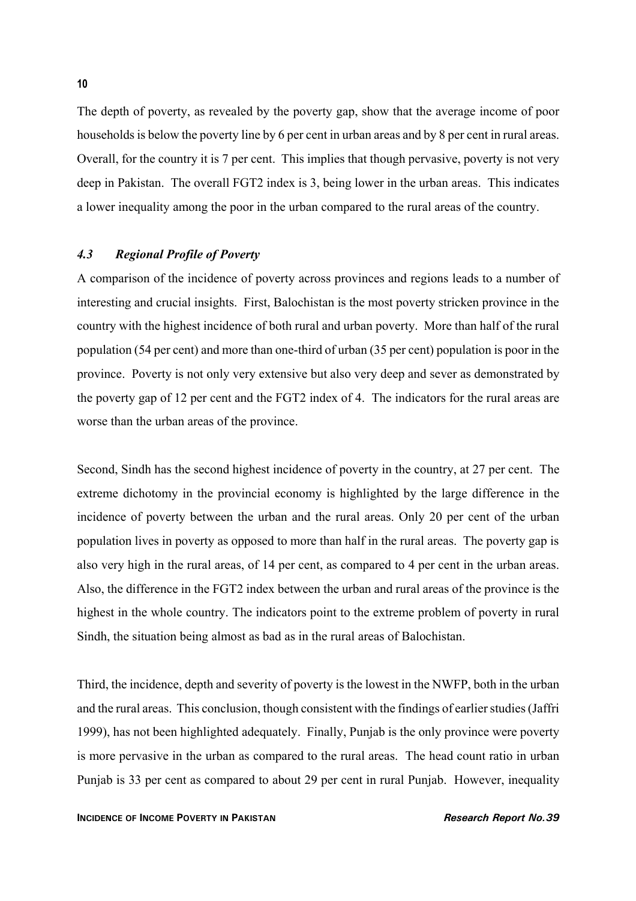The depth of poverty, as revealed by the poverty gap, show that the average income of poor households is below the poverty line by 6 per cent in urban areas and by 8 per cent in rural areas. Overall, for the country it is 7 per cent. This implies that though pervasive, poverty is not very deep in Pakistan. The overall FGT2 index is 3, being lower in the urban areas. This indicates a lower inequality among the poor in the urban compared to the rural areas of the country.

### *4.3 Regional Profile of Poverty*

A comparison of the incidence of poverty across provinces and regions leads to a number of interesting and crucial insights. First, Balochistan is the most poverty stricken province in the country with the highest incidence of both rural and urban poverty. More than half of the rural population (54 per cent) and more than one-third of urban (35 per cent) population is poor in the province. Poverty is not only very extensive but also very deep and sever as demonstrated by the poverty gap of 12 per cent and the FGT2 index of 4. The indicators for the rural areas are worse than the urban areas of the province.

Second, Sindh has the second highest incidence of poverty in the country, at 27 per cent. The extreme dichotomy in the provincial economy is highlighted by the large difference in the incidence of poverty between the urban and the rural areas. Only 20 per cent of the urban population lives in poverty as opposed to more than half in the rural areas. The poverty gap is also very high in the rural areas, of 14 per cent, as compared to 4 per cent in the urban areas. Also, the difference in the FGT2 index between the urban and rural areas of the province is the highest in the whole country. The indicators point to the extreme problem of poverty in rural Sindh, the situation being almost as bad as in the rural areas of Balochistan.

Third, the incidence, depth and severity of poverty is the lowest in the NWFP, both in the urban and the rural areas. This conclusion, though consistent with the findings of earlier studies (Jaffri 1999), has not been highlighted adequately. Finally, Punjab is the only province were poverty is more pervasive in the urban as compared to the rural areas. The head count ratio in urban Punjab is 33 per cent as compared to about 29 per cent in rural Punjab. However, inequality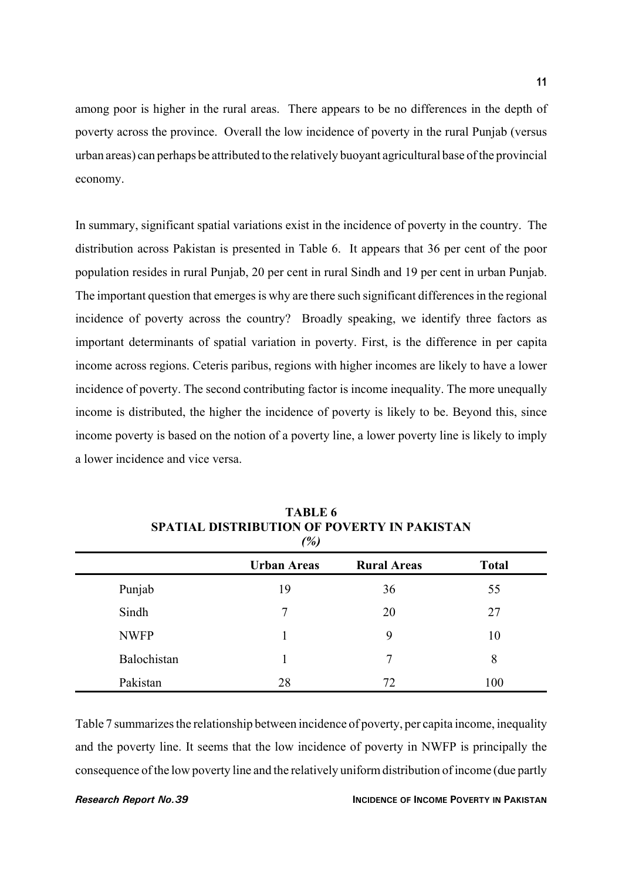among poor is higher in the rural areas. There appears to be no differences in the depth of poverty across the province. Overall the low incidence of poverty in the rural Punjab (versus urban areas) can perhaps be attributed to the relatively buoyant agricultural base of the provincial economy.

In summary, significant spatial variations exist in the incidence of poverty in the country. The distribution across Pakistan is presented in Table 6. It appears that 36 per cent of the poor population resides in rural Punjab, 20 per cent in rural Sindh and 19 per cent in urban Punjab. The important question that emerges is why are there such significant differences in the regional incidence of poverty across the country? Broadly speaking, we identify three factors as important determinants of spatial variation in poverty. First, is the difference in per capita income across regions. Ceteris paribus, regions with higher incomes are likely to have a lower incidence of poverty. The second contributing factor is income inequality. The more unequally income is distributed, the higher the incidence of poverty is likely to be. Beyond this, since income poverty is based on the notion of a poverty line, a lower poverty line is likely to imply a lower incidence and vice versa.

**TABLE 6**
**SPATIAL DISTRIBUTION OF POVERTY IN PAKISTAN**
***(%)***

| | Urban Areas | Rural Areas | Total |
|---|---|---|---|
| Punjab | 19 | 36 | 55 |
| Sindh | 7 | 20 | 27 |
| NWFP | 1 | 9 | 10 |
| Balochistan | 1 | 7 | 8 |
| Pakistan | 28 | 72 | 100 |

Table 7 summarizes the relationship between incidence of poverty, per capita income, inequality and the poverty line. It seems that the low incidence of poverty in NWFP is principally the consequence of the low poverty line and the relatively uniform distribution of income (due partly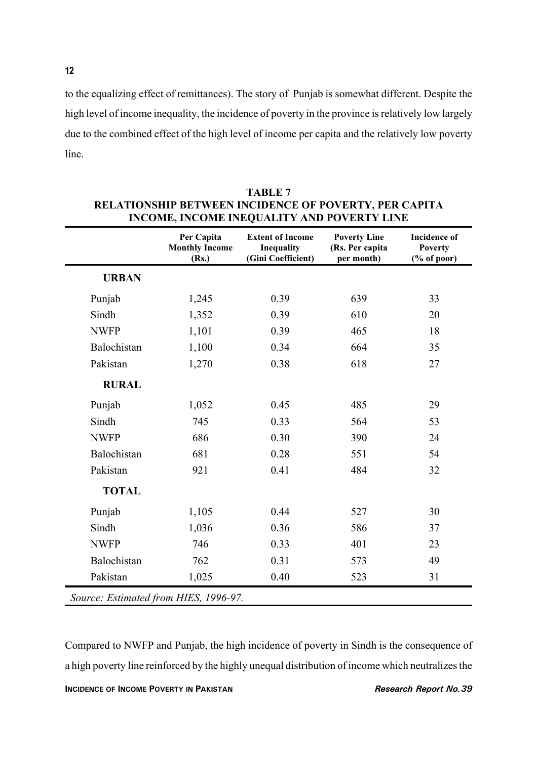to the equalizing effect of remittances). The story of Punjab is somewhat different. Despite the high level of income inequality, the incidence of poverty in the province is relatively low largely due to the combined effect of the high level of income per capita and the relatively low poverty line.

**TABLE 7**
**RELATIONSHIP BETWEEN INCIDENCE OF POVERTY, PER CAPITA INCOME, INCOME INEQUALITY AND POVERTY LINE**

| | Per Capita Monthly Income (Rs.) | Extent of Income Inequality (Gini Coefficient) | Poverty Line (Rs. Per capita per month) | Incidence of Poverty (% of poor) |
|---|---|---|---|---|
| **URBAN** | | | | |
| Punjab | 1,245 | 0.39 | 639 | 33 |
| Sindh | 1,352 | 0.39 | 610 | 20 |
| NWFP | 1,101 | 0.39 | 465 | 18 |
| Balochistan | 1,100 | 0.34 | 664 | 35 |
| Pakistan | 1,270 | 0.38 | 618 | 27 |
| **RURAL** | | | | |
| Punjab | 1,052 | 0.45 | 485 | 29 |
| Sindh | 745 | 0.33 | 564 | 53 |
| NWFP | 686 | 0.30 | 390 | 24 |
| Balochistan | 681 | 0.28 | 551 | 54 |
| Pakistan | 921 | 0.41 | 484 | 32 |
| **TOTAL** | | | | |
| Punjab | 1,105 | 0.44 | 527 | 30 |
| Sindh | 1,036 | 0.36 | 586 | 37 |
| NWFP | 746 | 0.33 | 401 | 23 |
| Balochistan | 762 | 0.31 | 573 | 49 |
| Pakistan | 1,025 | 0.40 | 523 | 31 |

*Source: Estimated from HIES, 1996-97.*

Compared to NWFP and Punjab, the high incidence of poverty in Sindh is the consequence of a high poverty line reinforced by the highly unequal distribution of income which neutralizes the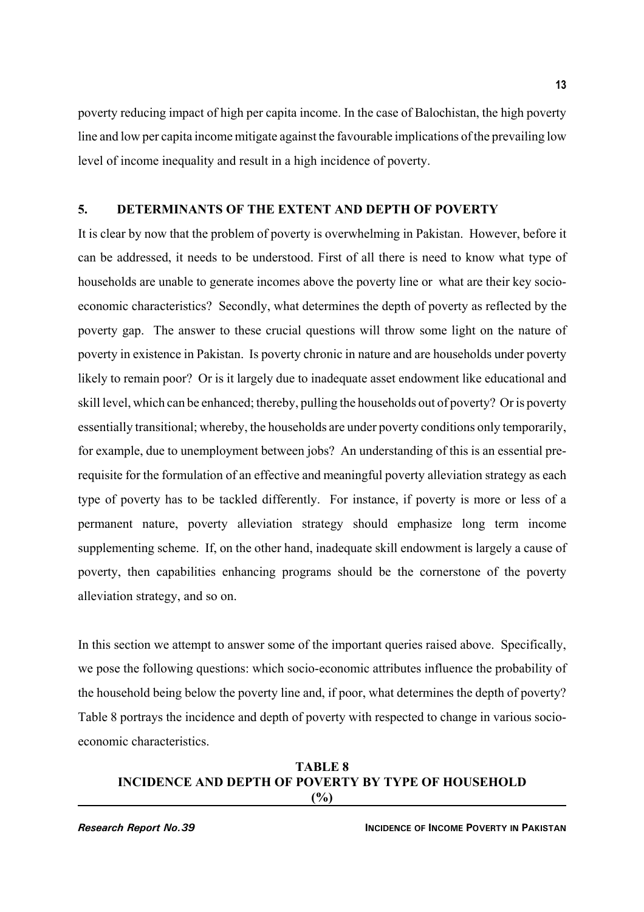poverty reducing impact of high per capita income. In the case of Balochistan, the high poverty line and low per capita income mitigate against the favourable implications of the prevailing low level of income inequality and result in a high incidence of poverty.

## 5. DETERMINANTS OF THE EXTENT AND DEPTH OF POVERTY

It is clear by now that the problem of poverty is overwhelming in Pakistan. However, before it can be addressed, it needs to be understood. First of all there is need to know what type of households are unable to generate incomes above the poverty line or what are their key socio-economic characteristics? Secondly, what determines the depth of poverty as reflected by the poverty gap. The answer to these crucial questions will throw some light on the nature of poverty in existence in Pakistan. Is poverty chronic in nature and are households under poverty likely to remain poor? Or is it largely due to inadequate asset endowment like educational and skill level, which can be enhanced; thereby, pulling the households out of poverty? Or is poverty essentially transitional; whereby, the households are under poverty conditions only temporarily, for example, due to unemployment between jobs? An understanding of this is an essential pre-requisite for the formulation of an effective and meaningful poverty alleviation strategy as each type of poverty has to be tackled differently. For instance, if poverty is more or less of a permanent nature, poverty alleviation strategy should emphasize long term income supplementing scheme. If, on the other hand, inadequate skill endowment is largely a cause of poverty, then capabilities enhancing programs should be the cornerstone of the poverty alleviation strategy, and so on.

In this section we attempt to answer some of the important queries raised above. Specifically, we pose the following questions: which socio-economic attributes influence the probability of the household being below the poverty line and, if poor, what determines the depth of poverty? Table 8 portrays the incidence and depth of poverty with respected to change in various socio-economic characteristics.

**TABLE 8**
**INCIDENCE AND DEPTH OF POVERTY BY TYPE OF HOUSEHOLD**
**(%)**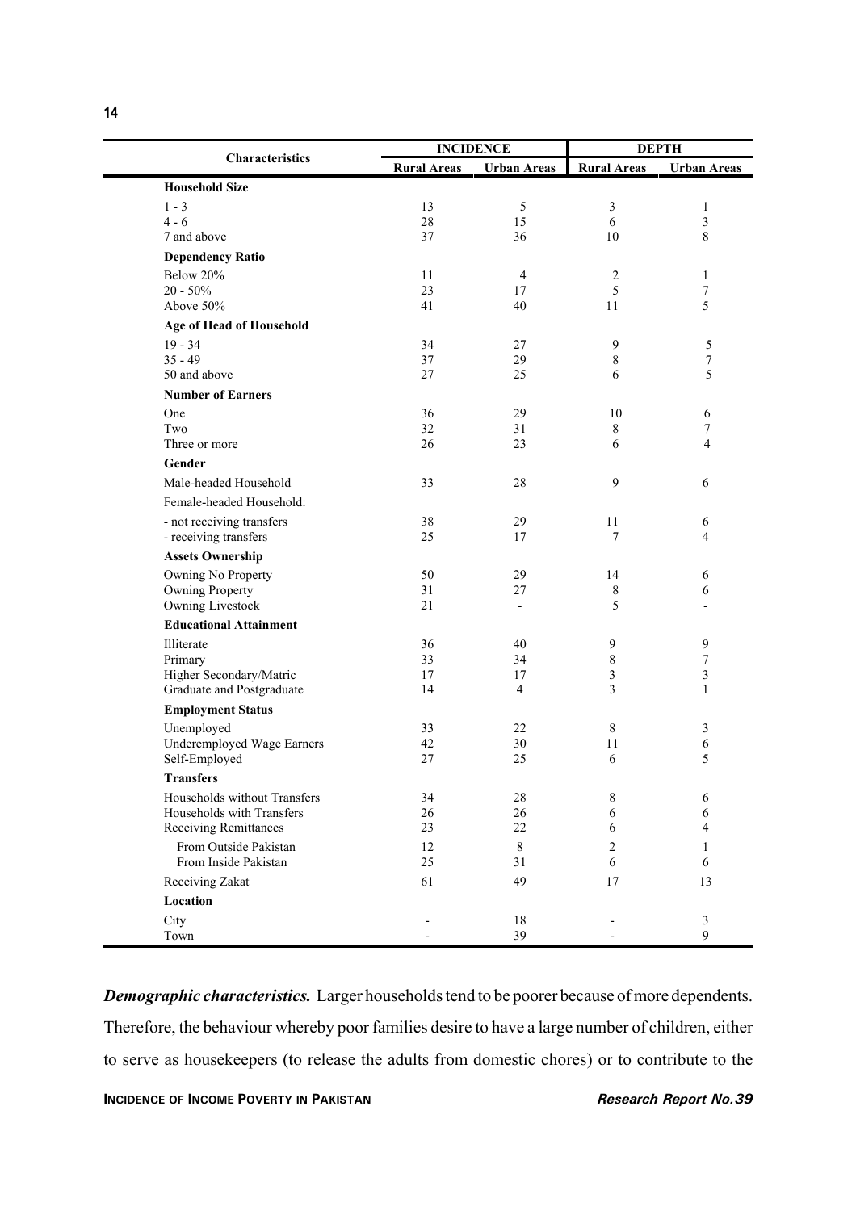| Characteristics | INCIDENCE | | DEPTH | |
|---|---|---|---|---|
| | Rural Areas | Urban Areas | Rural Areas | Urban Areas |
| **Household Size** | | | | |
| 1 - 3 | 13 | 5 | 3 | 1 |
| 4 - 6 | 28 | 15 | 6 | 3 |
| 7 and above | 37 | 36 | 10 | 8 |
| **Dependency Ratio** | | | | |
| Below 20% | 11 | 4 | 2 | 1 |
| 20 - 50% | 23 | 17 | 5 | 7 |
| Above 50% | 41 | 40 | 11 | 5 |
| **Age of Head of Household** | | | | |
| 19 - 34 | 34 | 27 | 9 | 5 |
| 35 - 49 | 37 | 29 | 8 | 7 |
| 50 and above | 27 | 25 | 6 | 5 |
| **Number of Earners** | | | | |
| One | 36 | 29 | 10 | 6 |
| Two | 32 | 31 | 8 | 7 |
| Three or more | 26 | 23 | 6 | 4 |
| **Gender** | | | | |
| Male-headed Household | 33 | 28 | 9 | 6 |
| Female-headed Household: | | | | |
| - not receiving transfers | 38 | 29 | 11 | 6 |
| - receiving transfers | 25 | 17 | 7 | 4 |
| **Assets Ownership** | | | | |
| Owning No Property | 50 | 29 | 14 | 6 |
| Owning Property | 31 | 27 | 8 | 6 |
| Owning Livestock | 21 | - | 5 | - |
| **Educational Attainment** | | | | |
| Illiterate | 36 | 40 | 9 | 9 |
| Primary | 33 | 34 | 8 | 7 |
| Higher Secondary/Matric | 17 | 17 | 3 | 3 |
| Graduate and Postgraduate | 14 | 4 | 3 | 1 |
| **Employment Status** | | | | |
| Unemployed | 33 | 22 | 8 | 3 |
| Underemployed Wage Earners | 42 | 30 | 11 | 6 |
| Self-Employed | 27 | 25 | 6 | 5 |
| **Transfers** | | | | |
| Households without Transfers | 34 | 28 | 8 | 6 |
| Households with Transfers | 26 | 26 | 6 | 6 |
| Receiving Remittances | 23 | 22 | 6 | 4 |
| From Outside Pakistan | 12 | 8 | 2 | 1 |
| From Inside Pakistan | 25 | 31 | 6 | 6 |
| Receiving Zakat | 61 | 49 | 17 | 13 |
| **Location** | | | | |
| City | - | 18 | - | 3 |
| Town | - | 39 | - | 9 |

***Demographic characteristics.*** Larger households tend to be poorer because of more dependents. Therefore, the behaviour whereby poor families desire to have a large number of children, either to serve as housekeepers (to release the adults from domestic chores) or to contribute to the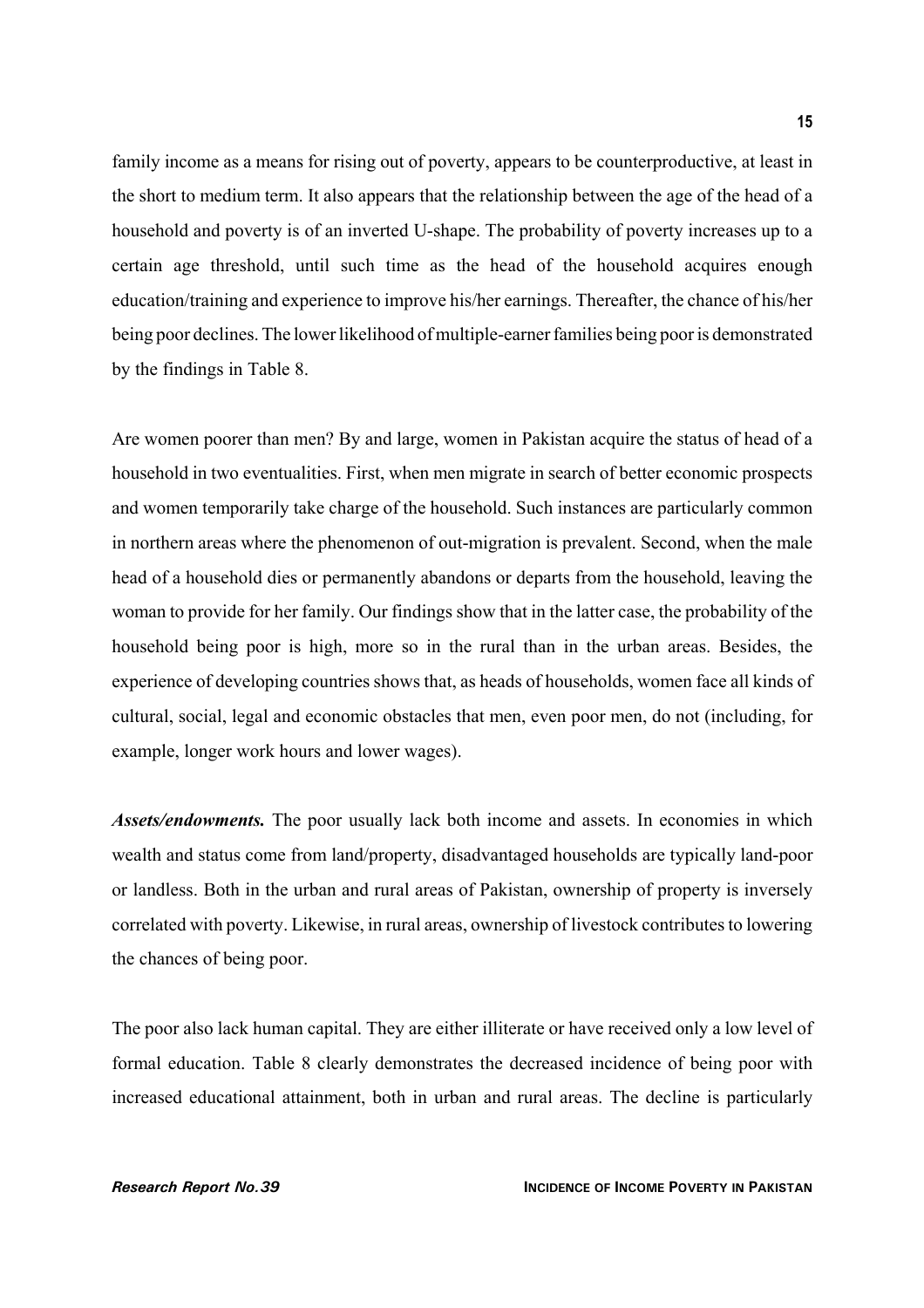family income as a means for rising out of poverty, appears to be counterproductive, at least in the short to medium term. It also appears that the relationship between the age of the head of a household and poverty is of an inverted U-shape. The probability of poverty increases up to a certain age threshold, until such time as the head of the household acquires enough education/training and experience to improve his/her earnings. Thereafter, the chance of his/her being poor declines. The lower likelihood of multiple-earner families being poor is demonstrated by the findings in Table 8.

Are women poorer than men? By and large, women in Pakistan acquire the status of head of a household in two eventualities. First, when men migrate in search of better economic prospects and women temporarily take charge of the household. Such instances are particularly common in northern areas where the phenomenon of out-migration is prevalent. Second, when the male head of a household dies or permanently abandons or departs from the household, leaving the woman to provide for her family. Our findings show that in the latter case, the probability of the household being poor is high, more so in the rural than in the urban areas. Besides, the experience of developing countries shows that, as heads of households, women face all kinds of cultural, social, legal and economic obstacles that men, even poor men, do not (including, for example, longer work hours and lower wages).

***Assets/endowments.*** The poor usually lack both income and assets. In economies in which wealth and status come from land/property, disadvantaged households are typically land-poor or landless. Both in the urban and rural areas of Pakistan, ownership of property is inversely correlated with poverty. Likewise, in rural areas, ownership of livestock contributes to lowering the chances of being poor.

The poor also lack human capital. They are either illiterate or have received only a low level of formal education. Table 8 clearly demonstrates the decreased incidence of being poor with increased educational attainment, both in urban and rural areas. The decline is particularly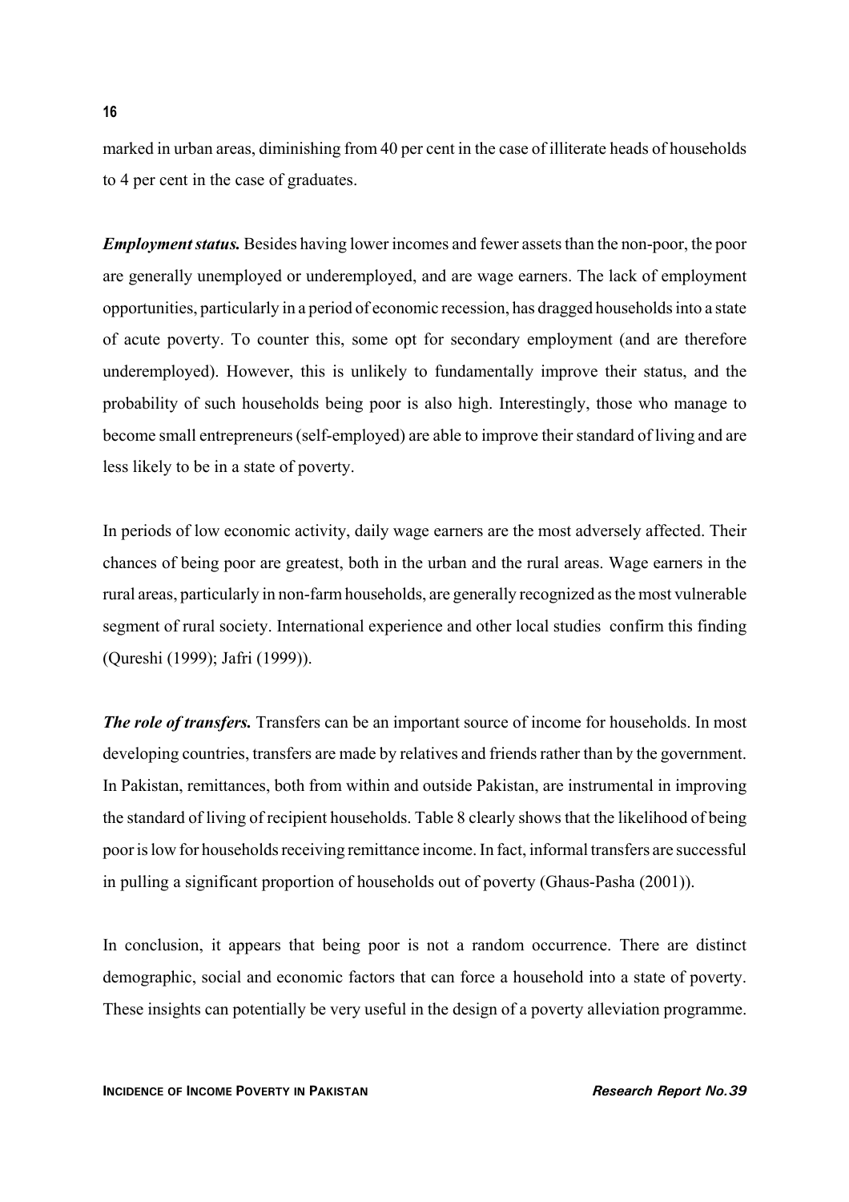marked in urban areas, diminishing from 40 per cent in the case of illiterate heads of households to 4 per cent in the case of graduates.

***Employment status.*** Besides having lower incomes and fewer assets than the non-poor, the poor are generally unemployed or underemployed, and are wage earners. The lack of employment opportunities, particularly in a period of economic recession, has dragged households into a state of acute poverty. To counter this, some opt for secondary employment (and are therefore underemployed). However, this is unlikely to fundamentally improve their status, and the probability of such households being poor is also high. Interestingly, those who manage to become small entrepreneurs (self-employed) are able to improve their standard of living and are less likely to be in a state of poverty.

In periods of low economic activity, daily wage earners are the most adversely affected. Their chances of being poor are greatest, both in the urban and the rural areas. Wage earners in the rural areas, particularly in non-farm households, are generally recognized as the most vulnerable segment of rural society. International experience and other local studies confirm this finding (Qureshi (1999); Jafri (1999)).

***The role of transfers.*** Transfers can be an important source of income for households. In most developing countries, transfers are made by relatives and friends rather than by the government. In Pakistan, remittances, both from within and outside Pakistan, are instrumental in improving the standard of living of recipient households. Table 8 clearly shows that the likelihood of being poor is low for households receiving remittance income. In fact, informal transfers are successful in pulling a significant proportion of households out of poverty (Ghaus-Pasha (2001)).

In conclusion, it appears that being poor is not a random occurrence. There are distinct demographic, social and economic factors that can force a household into a state of poverty. These insights can potentially be very useful in the design of a poverty alleviation programme.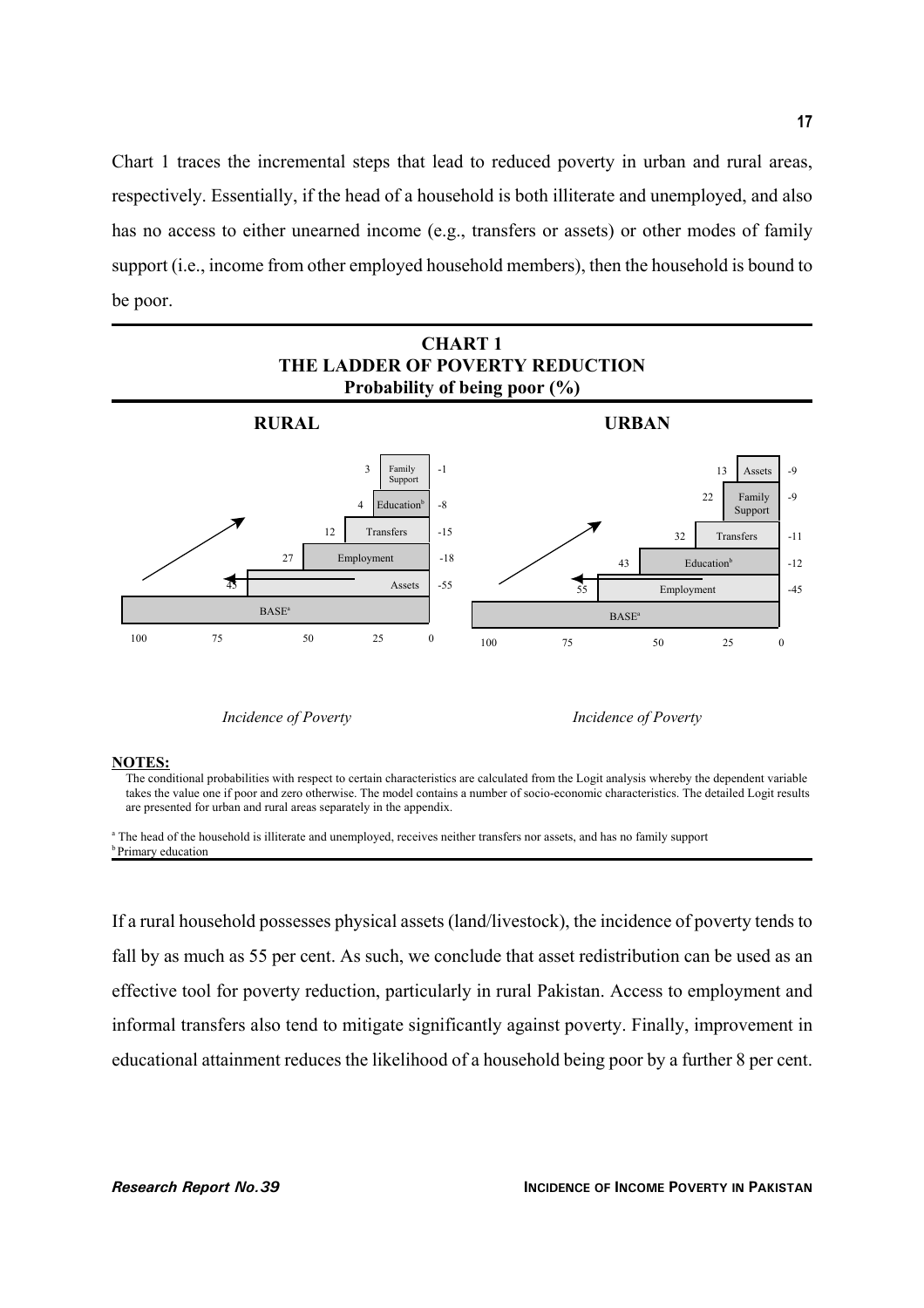Chart 1 traces the incremental steps that lead to reduced poverty in urban and rural areas, respectively. Essentially, if the head of a household is both illiterate and unemployed, and also has no access to either unearned income (e.g., transfers or assets) or other modes of family support (i.e., income from other employed household members), then the household is bound to be poor.

**CHART 1**
**THE LADDER OF POVERTY REDUCTION**
**Probability of being poor (%)**

**RURAL**

| Step | Probability of being poor (%) | Change |
|---|---|---|
| Family Support | 3 | -1 |
| Education[b] | 4 | -8 |
| Transfers | 12 | -15 |
| Employment | 27 | -18 |
| Assets | 45 | -55 |
| BASE[a] | 100 | |

**URBAN**

| Step | Probability of being poor (%) | Change |
|---|---|---|
| Assets | 13 | -9 |
| Family Support | 22 | -9 |
| Transfers | 32 | -11 |
| Education[b] | 43 | -12 |
| Employment | 55 | -45 |
| BASE[a] | 100 | |

*Incidence of Poverty* *Incidence of Poverty*

**NOTES:**
The conditional probabilities with respect to certain characteristics are calculated from the Logit analysis whereby the dependent variable takes the value one if poor and zero otherwise. The model contains a number of socio-economic characteristics. The detailed Logit results are presented for urban and rural areas separately in the appendix.

[a] The head of the household is illiterate and unemployed, receives neither transfers nor assets, and has no family support
[b] Primary education

If a rural household possesses physical assets (land/livestock), the incidence of poverty tends to fall by as much as 55 per cent. As such, we conclude that asset redistribution can be used as an effective tool for poverty reduction, particularly in rural Pakistan. Access to employment and informal transfers also tend to mitigate significantly against poverty. Finally, improvement in educational attainment reduces the likelihood of a household being poor by a further 8 per cent.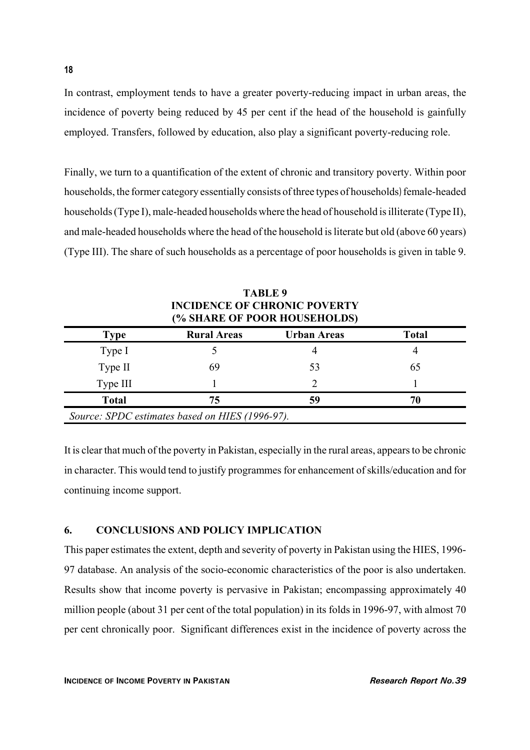In contrast, employment tends to have a greater poverty-reducing impact in urban areas, the incidence of poverty being reduced by 45 per cent if the head of the household is gainfully employed. Transfers, followed by education, also play a significant poverty-reducing role.

Finally, we turn to a quantification of the extent of chronic and transitory poverty. Within poor households, the former category essentially consists of three types of households) female-headed households (Type I), male-headed households where the head of household is illiterate (Type II), and male-headed households where the head of the household is literate but old (above 60 years) (Type III). The share of such households as a percentage of poor households is given in table 9.

**TABLE 9**
**INCIDENCE OF CHRONIC POVERTY**
**(% SHARE OF POOR HOUSEHOLDS)**

| Type | Rural Areas | Urban Areas | Total |
|---|---|---|---|
| Type I | 5 | 4 | 4 |
| Type II | 69 | 53 | 65 |
| Type III | 1 | 2 | 1 |
| **Total** | **75** | **59** | **70** |

*Source: SPDC estimates based on HIES (1996-97).*

It is clear that much of the poverty in Pakistan, especially in the rural areas, appears to be chronic in character. This would tend to justify programmes for enhancement of skills/education and for continuing income support.

## 6. CONCLUSIONS AND POLICY IMPLICATION

This paper estimates the extent, depth and severity of poverty in Pakistan using the HIES, 1996-97 database. An analysis of the socio-economic characteristics of the poor is also undertaken. Results show that income poverty is pervasive in Pakistan; encompassing approximately 40 million people (about 31 per cent of the total population) in its folds in 1996-97, with almost 70 per cent chronically poor. Significant differences exist in the incidence of poverty across the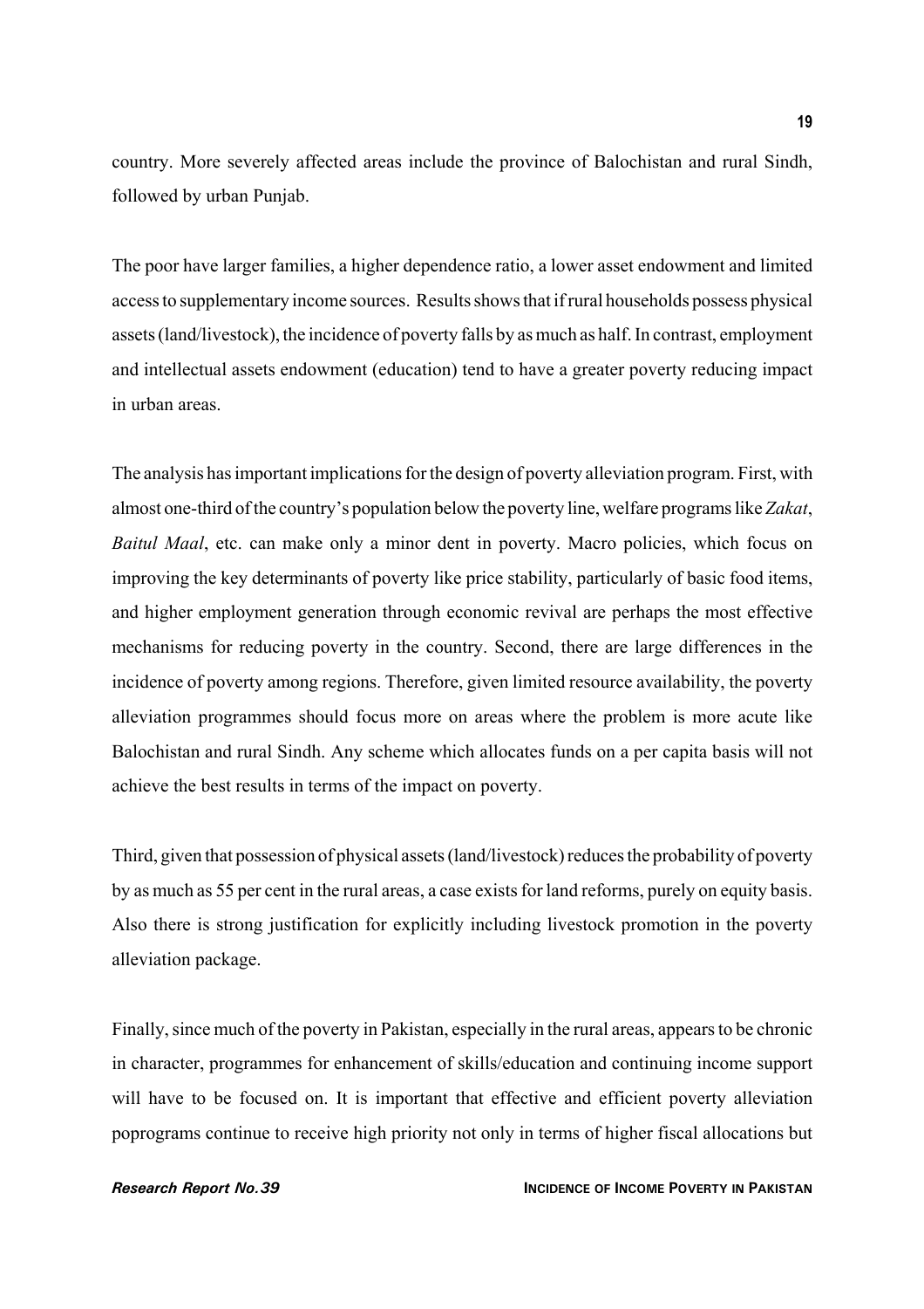country. More severely affected areas include the province of Balochistan and rural Sindh, followed by urban Punjab.

The poor have larger families, a higher dependence ratio, a lower asset endowment and limited access to supplementary income sources. Results shows that if rural households possess physical assets (land/livestock), the incidence of poverty falls by as much as half. In contrast, employment and intellectual assets endowment (education) tend to have a greater poverty reducing impact in urban areas.

The analysis has important implications for the design of poverty alleviation program. First, with almost one-third of the country's population below the poverty line, welfare programs like *Zakat*, *Baitul Maal*, etc. can make only a minor dent in poverty. Macro policies, which focus on improving the key determinants of poverty like price stability, particularly of basic food items, and higher employment generation through economic revival are perhaps the most effective mechanisms for reducing poverty in the country. Second, there are large differences in the incidence of poverty among regions. Therefore, given limited resource availability, the poverty alleviation programmes should focus more on areas where the problem is more acute like Balochistan and rural Sindh. Any scheme which allocates funds on a per capita basis will not achieve the best results in terms of the impact on poverty.

Third, given that possession of physical assets (land/livestock) reduces the probability of poverty by as much as 55 per cent in the rural areas, a case exists for land reforms, purely on equity basis. Also there is strong justification for explicitly including livestock promotion in the poverty alleviation package.

Finally, since much of the poverty in Pakistan, especially in the rural areas, appears to be chronic in character, programmes for enhancement of skills/education and continuing income support will have to be focused on. It is important that effective and efficient poverty alleviation poprograms continue to receive high priority not only in terms of higher fiscal allocations but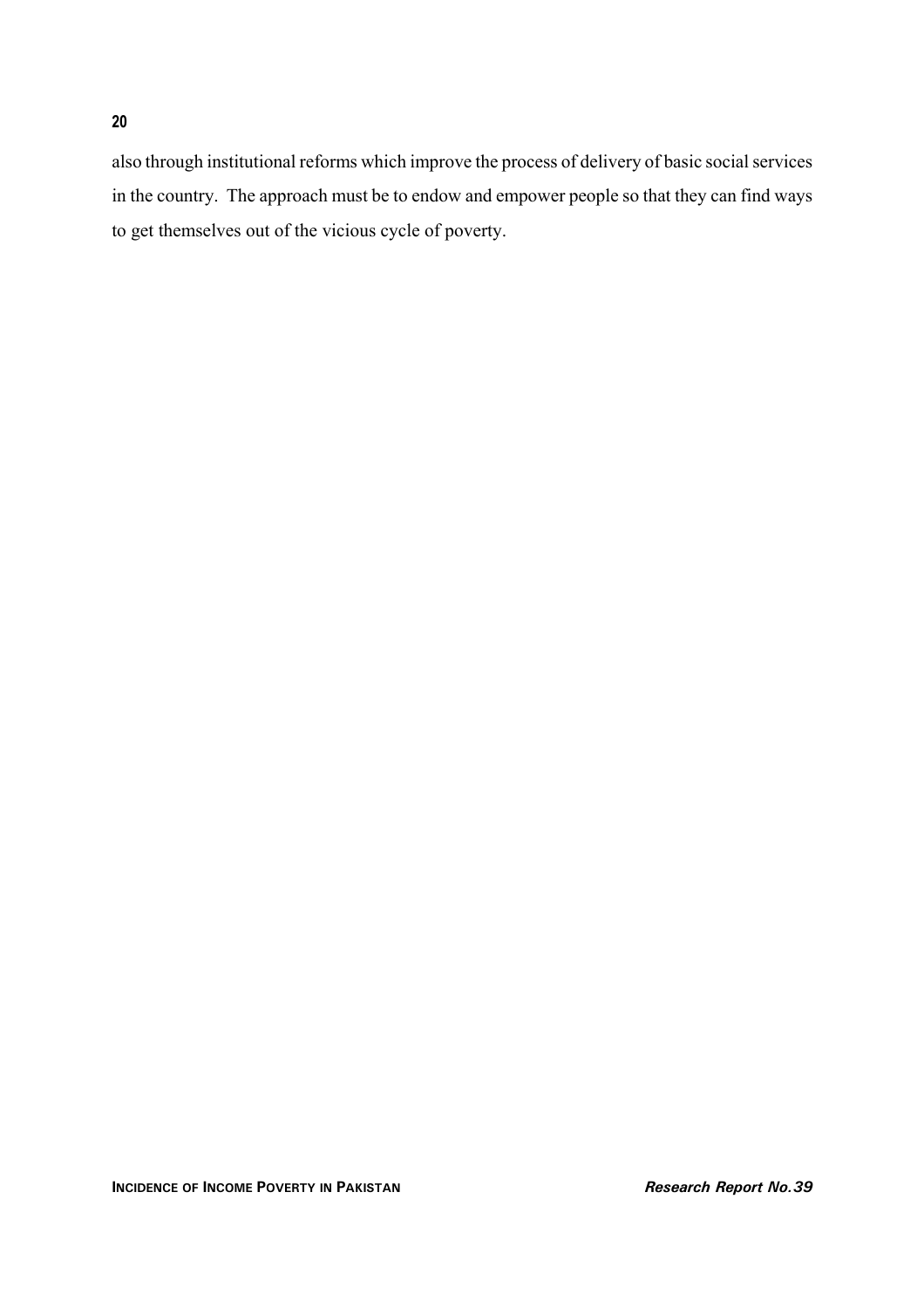also through institutional reforms which improve the process of delivery of basic social services in the country. The approach must be to endow and empower people so that they can find ways to get themselves out of the vicious cycle of poverty.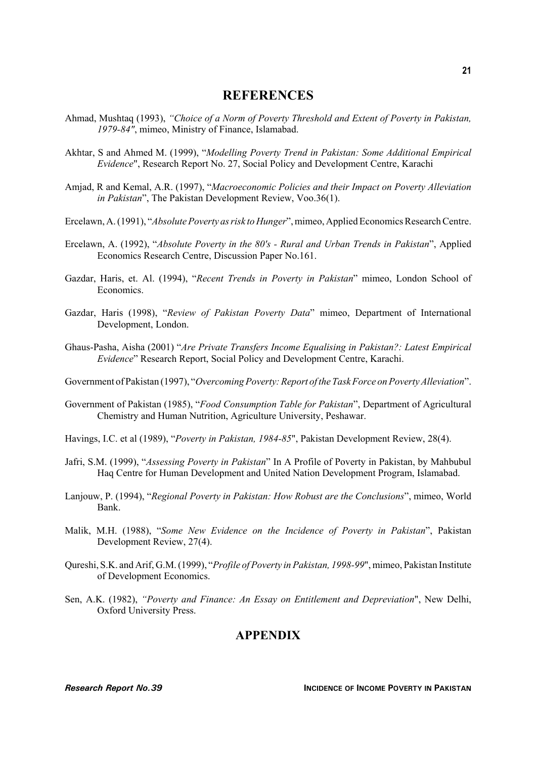## REFERENCES

Ahmad, Mushtaq (1993), *"Choice of a Norm of Poverty Threshold and Extent of Poverty in Pakistan, 1979-84"*, mimeo, Ministry of Finance, Islamabad.

Akhtar, S and Ahmed M. (1999), "*Modelling Poverty Trend in Pakistan: Some Additional Empirical Evidence*", Research Report No. 27, Social Policy and Development Centre, Karachi

Amjad, R and Kemal, A.R. (1997), "*Macroeconomic Policies and their Impact on Poverty Alleviation in Pakistan*", The Pakistan Development Review, Voo.36(1).

Ercelawn, A. (1991), "*Absolute Poverty as risk to Hunger*", mimeo, Applied Economics Research Centre.

Ercelawn, A. (1992), "*Absolute Poverty in the 80's - Rural and Urban Trends in Pakistan*", Applied Economics Research Centre, Discussion Paper No.161.

Gazdar, Haris, et. Al. (1994), "*Recent Trends in Poverty in Pakistan*" mimeo, London School of Economics.

Gazdar, Haris (1998), "*Review of Pakistan Poverty Data*" mimeo, Department of International Development, London.

Ghaus-Pasha, Aisha (2001) "*Are Private Transfers Income Equalising in Pakistan?: Latest Empirical Evidence*" Research Report, Social Policy and Development Centre, Karachi.

Government of Pakistan (1997), "*Overcoming Poverty: Report of the Task Force on Poverty Alleviation*".

Government of Pakistan (1985), "*Food Consumption Table for Pakistan*", Department of Agricultural Chemistry and Human Nutrition, Agriculture University, Peshawar.

Havings, I.C. et al (1989), "*Poverty in Pakistan, 1984-85*", Pakistan Development Review, 28(4).

Jafri, S.M. (1999), "*Assessing Poverty in Pakistan*" In A Profile of Poverty in Pakistan, by Mahbubul Haq Centre for Human Development and United Nation Development Program, Islamabad.

Lanjouw, P. (1994), "*Regional Poverty in Pakistan: How Robust are the Conclusions*", mimeo, World Bank.

Malik, M.H. (1988), "*Some New Evidence on the Incidence of Poverty in Pakistan*", Pakistan Development Review, 27(4).

Qureshi, S.K. and Arif, G.M. (1999), "*Profile of Poverty in Pakistan, 1998-99*", mimeo, Pakistan Institute of Development Economics.

Sen, A.K. (1982), *"Poverty and Finance: An Essay on Entitlement and Depreviation*", New Delhi, Oxford University Press.

## APPENDIX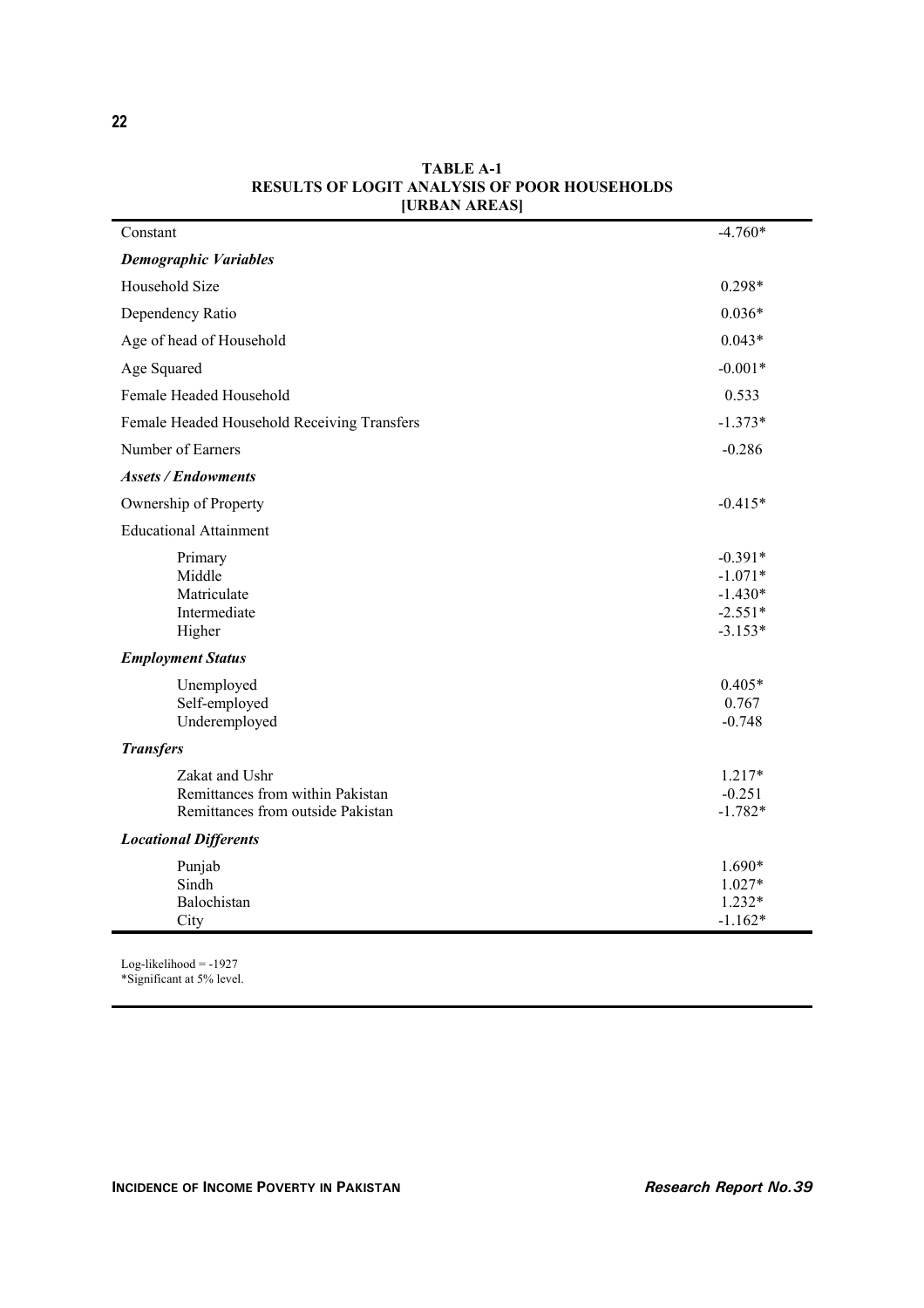**TABLE A-1**
**RESULTS OF LOGIT ANALYSIS OF POOR HOUSEHOLDS**
**[URBAN AREAS]**

| | |
|---|---|
| Constant | -4.760* |
| ***Demographic Variables*** | |
| Household Size | 0.298* |
| Dependency Ratio | 0.036* |
| Age of head of Household | 0.043* |
| Age Squared | -0.001* |
| Female Headed Household | 0.533 |
| Female Headed Household Receiving Transfers | -1.373* |
| Number of Earners | -0.286 |
| ***Assets / Endowments*** | |
| Ownership of Property | -0.415* |
| Educational Attainment | |
| Primary | -0.391* |
| Middle | -1.071* |
| Matriculate | -1.430* |
| Intermediate | -2.551* |
| Higher | -3.153* |
| ***Employment Status*** | |
| Unemployed | 0.405* |
| Self-employed | 0.767 |
| Underemployed | -0.748 |
| ***Transfers*** | |
| Zakat and Ushr | 1.217* |
| Remittances from within Pakistan | -0.251 |
| Remittances from outside Pakistan | -1.782* |
| ***Locational Differents*** | |
| Punjab | 1.690* |
| Sindh | 1.027* |
| Balochistan | 1.232* |
| City | -1.162* |

Log-likelihood = -1927
*Significant at 5% level.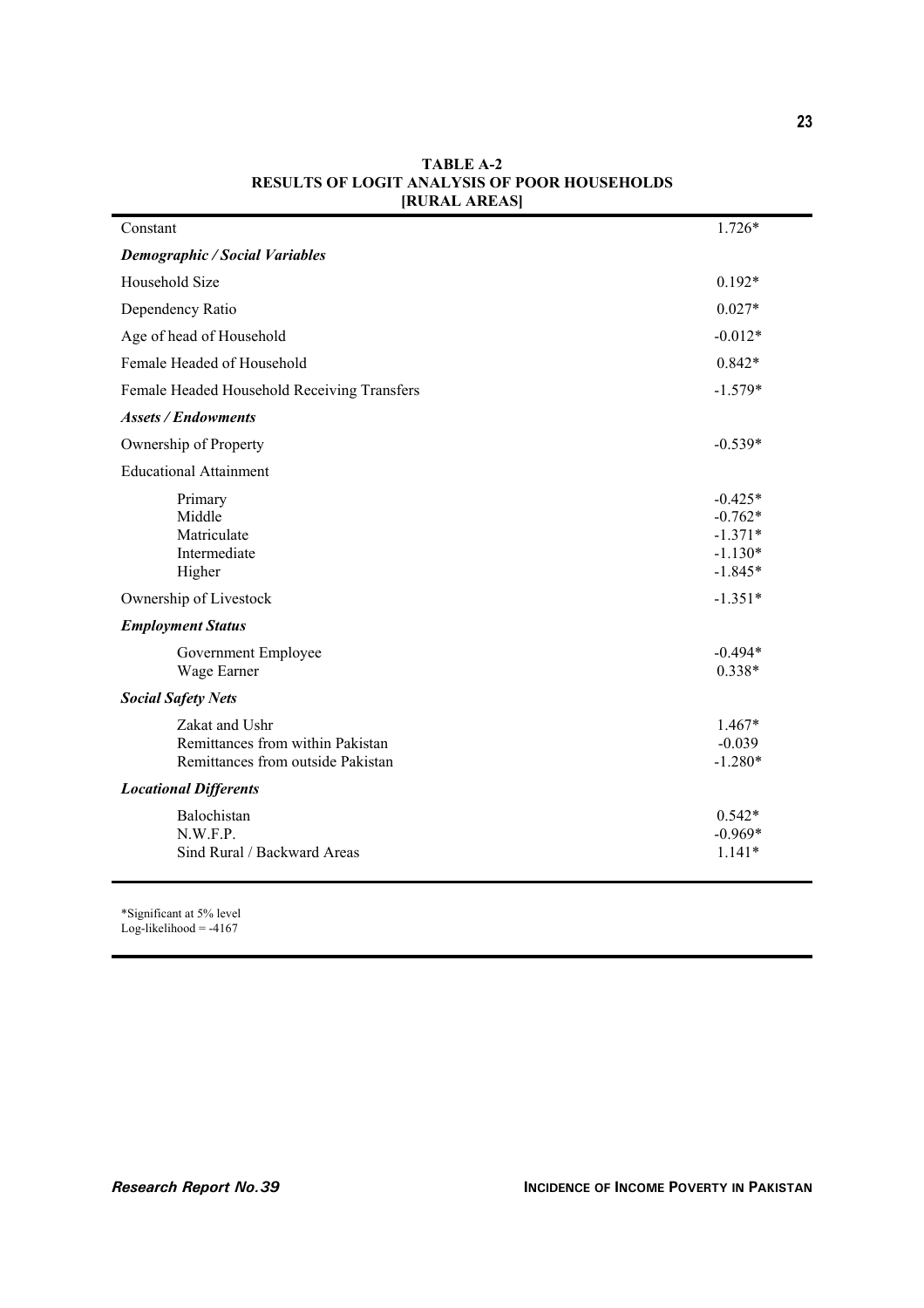**TABLE A-2**
**RESULTS OF LOGIT ANALYSIS OF POOR HOUSEHOLDS**
**[RURAL AREAS]**

| | |
|---|---|
| Constant | 1.726* |
| ***Demographic / Social Variables*** | |
| Household Size | 0.192* |
| Dependency Ratio | 0.027* |
| Age of head of Household | -0.012* |
| Female Headed of Household | 0.842* |
| Female Headed Household Receiving Transfers | -1.579* |
| ***Assets / Endowments*** | |
| Ownership of Property | -0.539* |
| Educational Attainment | |
| Primary | -0.425* |
| Middle | -0.762* |
| Matriculate | -1.371* |
| Intermediate | -1.130* |
| Higher | -1.845* |
| Ownership of Livestock | -1.351* |
| ***Employment Status*** | |
| Government Employee | -0.494* |
| Wage Earner | 0.338* |
| ***Social Safety Nets*** | |
| Zakat and Ushr | 1.467* |
| Remittances from within Pakistan | -0.039 |
| Remittances from outside Pakistan | -1.280* |
| ***Locational Differents*** | |
| Balochistan | 0.542* |
| N.W.F.P. | -0.969* |
| Sind Rural / Backward Areas | 1.141* |

*Significant at 5% level
Log-likelihood = -4167